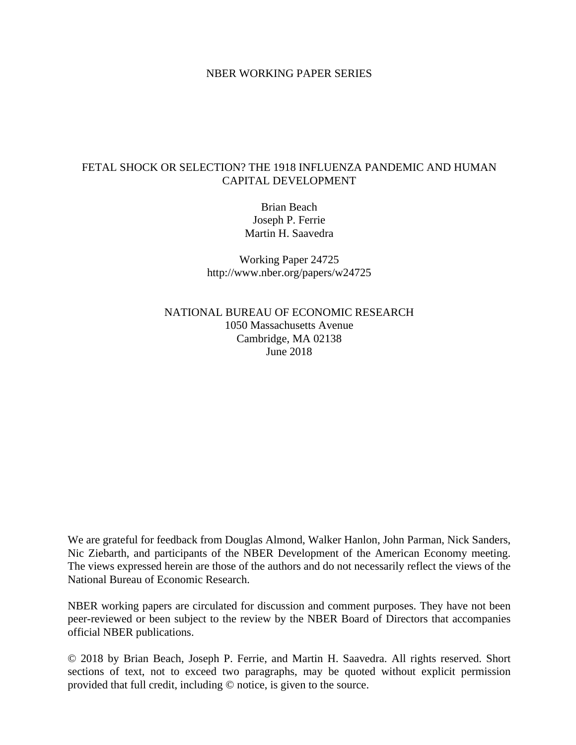NBER WORKING PAPER SERIES

# FETAL SHOCK OR SELECTION? THE 1918 INFLUENZA PANDEMIC AND HUMAN CAPITAL DEVELOPMENT

Brian Beach
Joseph P. Ferrie
Martin H. Saavedra

Working Paper 24725
http://www.nber.org/papers/w24725

NATIONAL BUREAU OF ECONOMIC RESEARCH
1050 Massachusetts Avenue
Cambridge, MA 02138
June 2018

We are grateful for feedback from Douglas Almond, Walker Hanlon, John Parman, Nick Sanders, Nic Ziebarth, and participants of the NBER Development of the American Economy meeting. The views expressed herein are those of the authors and do not necessarily reflect the views of the National Bureau of Economic Research.

NBER working papers are circulated for discussion and comment purposes. They have not been peer-reviewed or been subject to the review by the NBER Board of Directors that accompanies official NBER publications.

© 2018 by Brian Beach, Joseph P. Ferrie, and Martin H. Saavedra. All rights reserved. Short sections of text, not to exceed two paragraphs, may be quoted without explicit permission provided that full credit, including © notice, is given to the source.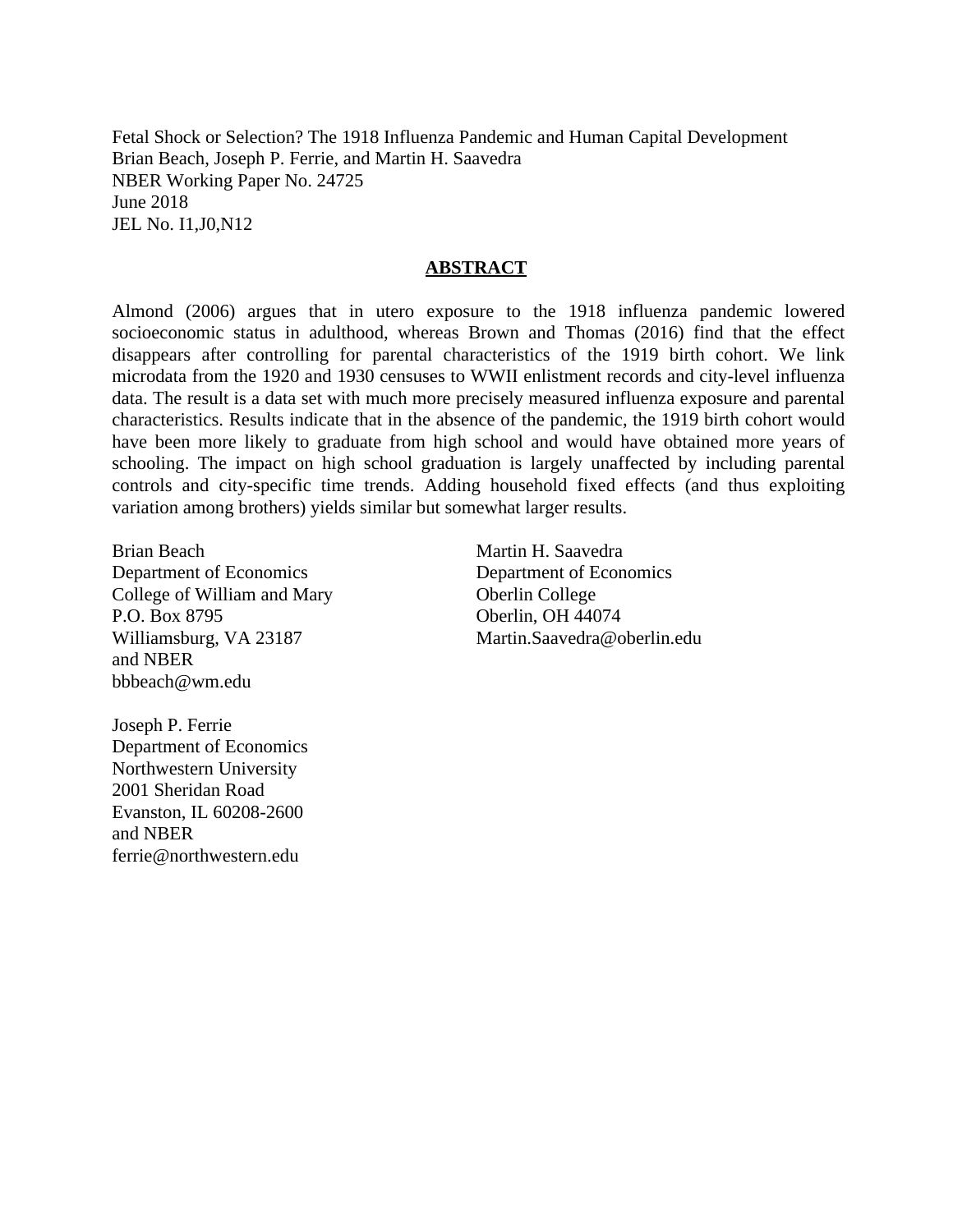Fetal Shock or Selection? The 1918 Influenza Pandemic and Human Capital Development
Brian Beach, Joseph P. Ferrie, and Martin H. Saavedra
NBER Working Paper No. 24725
June 2018
JEL No. I1,J0,N12

## ABSTRACT

Almond (2006) argues that in utero exposure to the 1918 influenza pandemic lowered socioeconomic status in adulthood, whereas Brown and Thomas (2016) find that the effect disappears after controlling for parental characteristics of the 1919 birth cohort. We link microdata from the 1920 and 1930 censuses to WWII enlistment records and city-level influenza data. The result is a data set with much more precisely measured influenza exposure and parental characteristics. Results indicate that in the absence of the pandemic, the 1919 birth cohort would have been more likely to graduate from high school and would have obtained more years of schooling. The impact on high school graduation is largely unaffected by including parental controls and city-specific time trends. Adding household fixed effects (and thus exploiting variation among brothers) yields similar but somewhat larger results.

Brian Beach
Department of Economics
College of William and Mary
P.O. Box 8795
Williamsburg, VA 23187
and NBER
bbbeach@wm.edu

Joseph P. Ferrie
Department of Economics
Northwestern University
2001 Sheridan Road
Evanston, IL 60208-2600
and NBER
ferrie@northwestern.edu

Martin H. Saavedra
Department of Economics
Oberlin College
Oberlin, OH 44074
Martin.Saavedra@oberlin.edu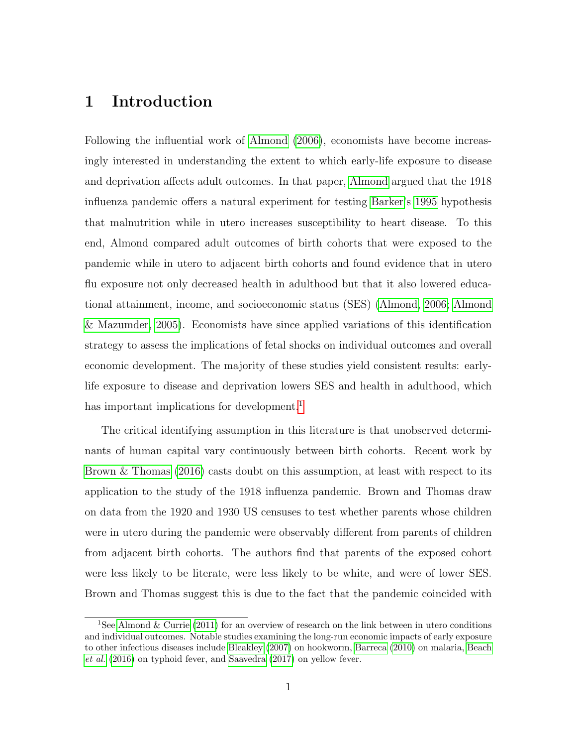# 1 Introduction

Following the influential work of Almond (2006), economists have become increasingly interested in understanding the extent to which early-life exposure to disease and deprivation affects adult outcomes. In that paper, Almond argued that the 1918 influenza pandemic offers a natural experiment for testing Barker's 1995 hypothesis that malnutrition while in utero increases susceptibility to heart disease. To this end, Almond compared adult outcomes of birth cohorts that were exposed to the pandemic while in utero to adjacent birth cohorts and found evidence that in utero flu exposure not only decreased health in adulthood but that it also lowered educational attainment, income, and socioeconomic status (SES) (Almond, 2006; Almond & Mazumder, 2005). Economists have since applied variations of this identification strategy to assess the implications of fetal shocks on individual outcomes and overall economic development. The majority of these studies yield consistent results: early-life exposure to disease and deprivation lowers SES and health in adulthood, which has important implications for development.[1]

The critical identifying assumption in this literature is that unobserved determinants of human capital vary continuously between birth cohorts. Recent work by Brown & Thomas (2016) casts doubt on this assumption, at least with respect to its application to the study of the 1918 influenza pandemic. Brown and Thomas draw on data from the 1920 and 1930 US censuses to test whether parents whose children were in utero during the pandemic were observably different from parents of children from adjacent birth cohorts. The authors find that parents of the exposed cohort were less likely to be literate, were less likely to be white, and were of lower SES. Brown and Thomas suggest this is due to the fact that the pandemic coincided with

[1] See Almond & Currie (2011) for an overview of research on the link between in utero conditions and individual outcomes. Notable studies examining the long-run economic impacts of early exposure to other infectious diseases include Bleakley (2007) on hookworm, Barreca (2010) on malaria, Beach *et al.* (2016) on typhoid fever, and Saavedra (2017) on yellow fever.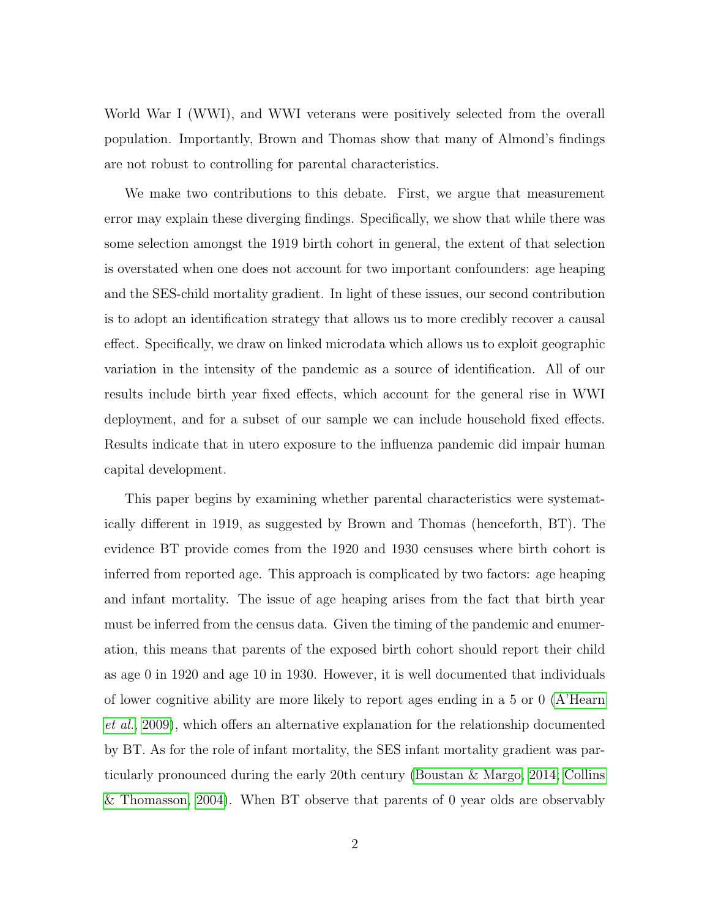World War I (WWI), and WWI veterans were positively selected from the overall population. Importantly, Brown and Thomas show that many of Almond's findings are not robust to controlling for parental characteristics.

We make two contributions to this debate. First, we argue that measurement error may explain these diverging findings. Specifically, we show that while there was some selection amongst the 1919 birth cohort in general, the extent of that selection is overstated when one does not account for two important confounders: age heaping and the SES-child mortality gradient. In light of these issues, our second contribution is to adopt an identification strategy that allows us to more credibly recover a causal effect. Specifically, we draw on linked microdata which allows us to exploit geographic variation in the intensity of the pandemic as a source of identification. All of our results include birth year fixed effects, which account for the general rise in WWI deployment, and for a subset of our sample we can include household fixed effects. Results indicate that in utero exposure to the influenza pandemic did impair human capital development.

This paper begins by examining whether parental characteristics were systematically different in 1919, as suggested by Brown and Thomas (henceforth, BT). The evidence BT provide comes from the 1920 and 1930 censuses where birth cohort is inferred from reported age. This approach is complicated by two factors: age heaping and infant mortality. The issue of age heaping arises from the fact that birth year must be inferred from the census data. Given the timing of the pandemic and enumeration, this means that parents of the exposed birth cohort should report their child as age 0 in 1920 and age 10 in 1930. However, it is well documented that individuals of lower cognitive ability are more likely to report ages ending in a 5 or 0 (A'Hearn *et al.*, 2009), which offers an alternative explanation for the relationship documented by BT. As for the role of infant mortality, the SES infant mortality gradient was particularly pronounced during the early 20th century (Boustan & Margo, 2014; Collins & Thomasson, 2004). When BT observe that parents of 0 year olds are observably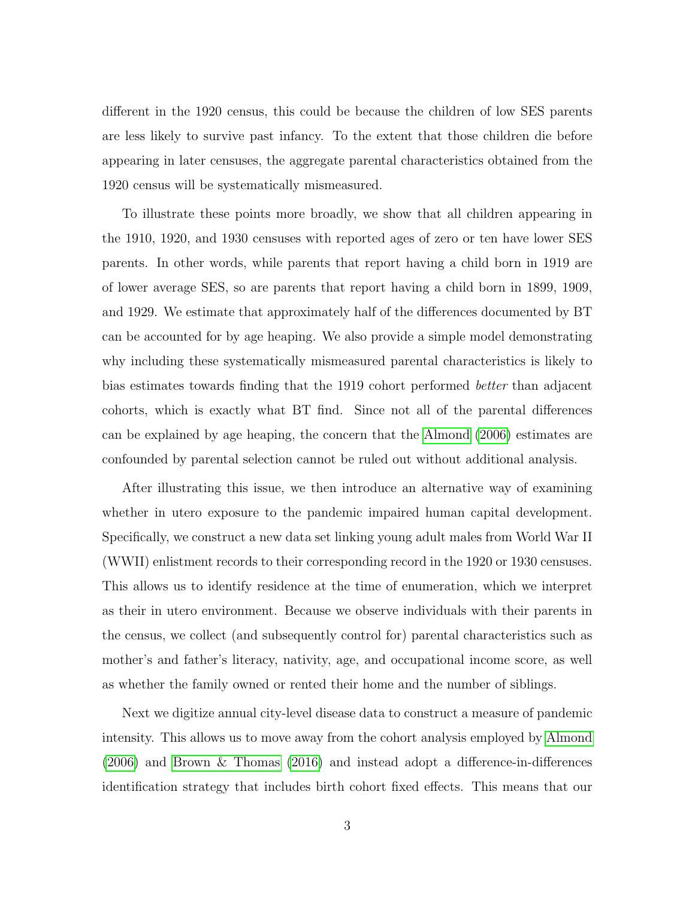different in the 1920 census, this could be because the children of low SES parents are less likely to survive past infancy. To the extent that those children die before appearing in later censuses, the aggregate parental characteristics obtained from the 1920 census will be systematically mismeasured.

To illustrate these points more broadly, we show that all children appearing in the 1910, 1920, and 1930 censuses with reported ages of zero or ten have lower SES parents. In other words, while parents that report having a child born in 1919 are of lower average SES, so are parents that report having a child born in 1899, 1909, and 1929. We estimate that approximately half of the differences documented by BT can be accounted for by age heaping. We also provide a simple model demonstrating why including these systematically mismeasured parental characteristics is likely to bias estimates towards finding that the 1919 cohort performed *better* than adjacent cohorts, which is exactly what BT find. Since not all of the parental differences can be explained by age heaping, the concern that the Almond (2006) estimates are confounded by parental selection cannot be ruled out without additional analysis.

After illustrating this issue, we then introduce an alternative way of examining whether in utero exposure to the pandemic impaired human capital development. Specifically, we construct a new data set linking young adult males from World War II (WWII) enlistment records to their corresponding record in the 1920 or 1930 censuses. This allows us to identify residence at the time of enumeration, which we interpret as their in utero environment. Because we observe individuals with their parents in the census, we collect (and subsequently control for) parental characteristics such as mother's and father's literacy, nativity, age, and occupational income score, as well as whether the family owned or rented their home and the number of siblings.

Next we digitize annual city-level disease data to construct a measure of pandemic intensity. This allows us to move away from the cohort analysis employed by Almond (2006) and Brown & Thomas (2016) and instead adopt a difference-in-differences identification strategy that includes birth cohort fixed effects. This means that our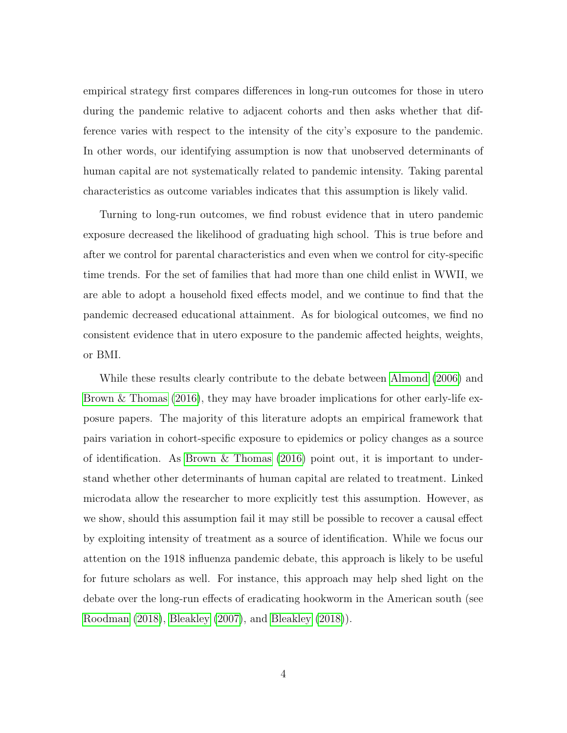empirical strategy first compares differences in long-run outcomes for those in utero during the pandemic relative to adjacent cohorts and then asks whether that difference varies with respect to the intensity of the city's exposure to the pandemic. In other words, our identifying assumption is now that unobserved determinants of human capital are not systematically related to pandemic intensity. Taking parental characteristics as outcome variables indicates that this assumption is likely valid.

Turning to long-run outcomes, we find robust evidence that in utero pandemic exposure decreased the likelihood of graduating high school. This is true before and after we control for parental characteristics and even when we control for city-specific time trends. For the set of families that had more than one child enlist in WWII, we are able to adopt a household fixed effects model, and we continue to find that the pandemic decreased educational attainment. As for biological outcomes, we find no consistent evidence that in utero exposure to the pandemic affected heights, weights, or BMI.

While these results clearly contribute to the debate between Almond (2006) and Brown & Thomas (2016), they may have broader implications for other early-life exposure papers. The majority of this literature adopts an empirical framework that pairs variation in cohort-specific exposure to epidemics or policy changes as a source of identification. As Brown & Thomas (2016) point out, it is important to understand whether other determinants of human capital are related to treatment. Linked microdata allow the researcher to more explicitly test this assumption. However, as we show, should this assumption fail it may still be possible to recover a causal effect by exploiting intensity of treatment as a source of identification. While we focus our attention on the 1918 influenza pandemic debate, this approach is likely to be useful for future scholars as well. For instance, this approach may help shed light on the debate over the long-run effects of eradicating hookworm in the American south (see Roodman (2018), Bleakley (2007), and Bleakley (2018)).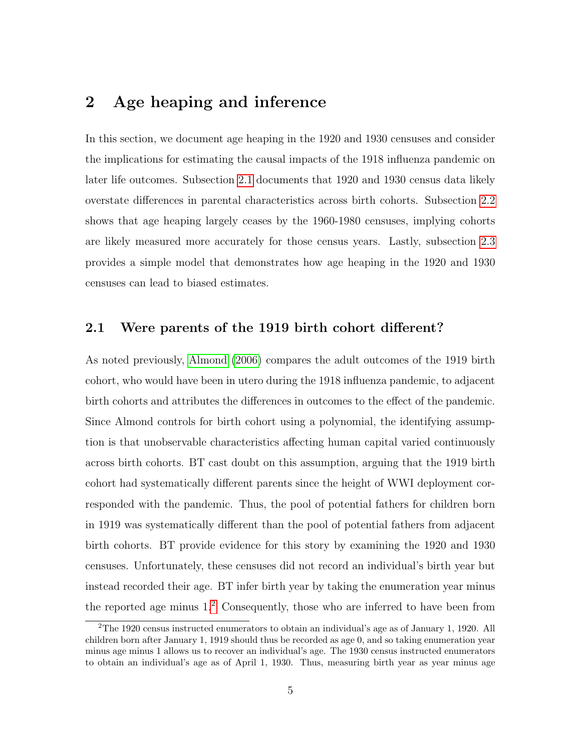## 2 Age heaping and inference

In this section, we document age heaping in the 1920 and 1930 censuses and consider the implications for estimating the causal impacts of the 1918 influenza pandemic on later life outcomes. Subsection 2.1 documents that 1920 and 1930 census data likely overstate differences in parental characteristics across birth cohorts. Subsection 2.2 shows that age heaping largely ceases by the 1960-1980 censuses, implying cohorts are likely measured more accurately for those census years. Lastly, subsection 2.3 provides a simple model that demonstrates how age heaping in the 1920 and 1930 censuses can lead to biased estimates.

### 2.1 Were parents of the 1919 birth cohort different?

As noted previously, Almond (2006) compares the adult outcomes of the 1919 birth cohort, who would have been in utero during the 1918 influenza pandemic, to adjacent birth cohorts and attributes the differences in outcomes to the effect of the pandemic. Since Almond controls for birth cohort using a polynomial, the identifying assumption is that unobservable characteristics affecting human capital varied continuously across birth cohorts. BT cast doubt on this assumption, arguing that the 1919 birth cohort had systematically different parents since the height of WWI deployment corresponded with the pandemic. Thus, the pool of potential fathers for children born in 1919 was systematically different than the pool of potential fathers from adjacent birth cohorts. BT provide evidence for this story by examining the 1920 and 1930 censuses. Unfortunately, these censuses did not record an individual's birth year but instead recorded their age. BT infer birth year by taking the enumeration year minus the reported age minus 1.[2] Consequently, those who are inferred to have been from

[2] The 1920 census instructed enumerators to obtain an individual's age as of January 1, 1920. All children born after January 1, 1919 should thus be recorded as age 0, and so taking enumeration year minus age minus 1 allows us to recover an individual's age. The 1930 census instructed enumerators to obtain an individual's age as of April 1, 1930. Thus, measuring birth year as year minus age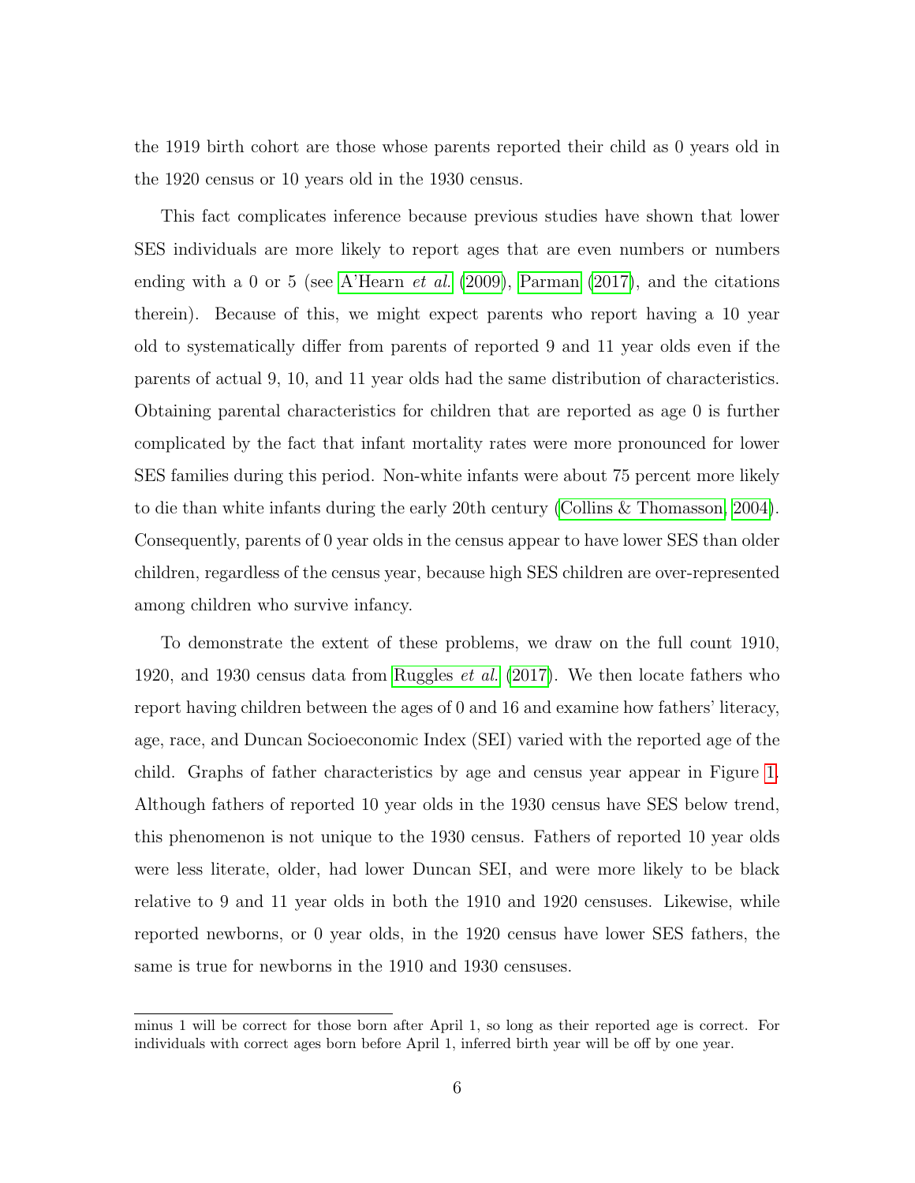the 1919 birth cohort are those whose parents reported their child as 0 years old in the 1920 census or 10 years old in the 1930 census.

This fact complicates inference because previous studies have shown that lower SES individuals are more likely to report ages that are even numbers or numbers ending with a 0 or 5 (see A'Hearn *et al.* (2009), Parman (2017), and the citations therein). Because of this, we might expect parents who report having a 10 year old to systematically differ from parents of reported 9 and 11 year olds even if the parents of actual 9, 10, and 11 year olds had the same distribution of characteristics. Obtaining parental characteristics for children that are reported as age 0 is further complicated by the fact that infant mortality rates were more pronounced for lower SES families during this period. Non-white infants were about 75 percent more likely to die than white infants during the early 20th century (Collins & Thomasson, 2004). Consequently, parents of 0 year olds in the census appear to have lower SES than older children, regardless of the census year, because high SES children are over-represented among children who survive infancy.

To demonstrate the extent of these problems, we draw on the full count 1910, 1920, and 1930 census data from Ruggles *et al.* (2017). We then locate fathers who report having children between the ages of 0 and 16 and examine how fathers' literacy, age, race, and Duncan Socioeconomic Index (SEI) varied with the reported age of the child. Graphs of father characteristics by age and census year appear in Figure 1. Although fathers of reported 10 year olds in the 1930 census have SES below trend, this phenomenon is not unique to the 1930 census. Fathers of reported 10 year olds were less literate, older, had lower Duncan SEI, and were more likely to be black relative to 9 and 11 year olds in both the 1910 and 1920 censuses. Likewise, while reported newborns, or 0 year olds, in the 1920 census have lower SES fathers, the same is true for newborns in the 1910 and 1930 censuses.

minus 1 will be correct for those born after April 1, so long as their reported age is correct. For individuals with correct ages born before April 1, inferred birth year will be off by one year.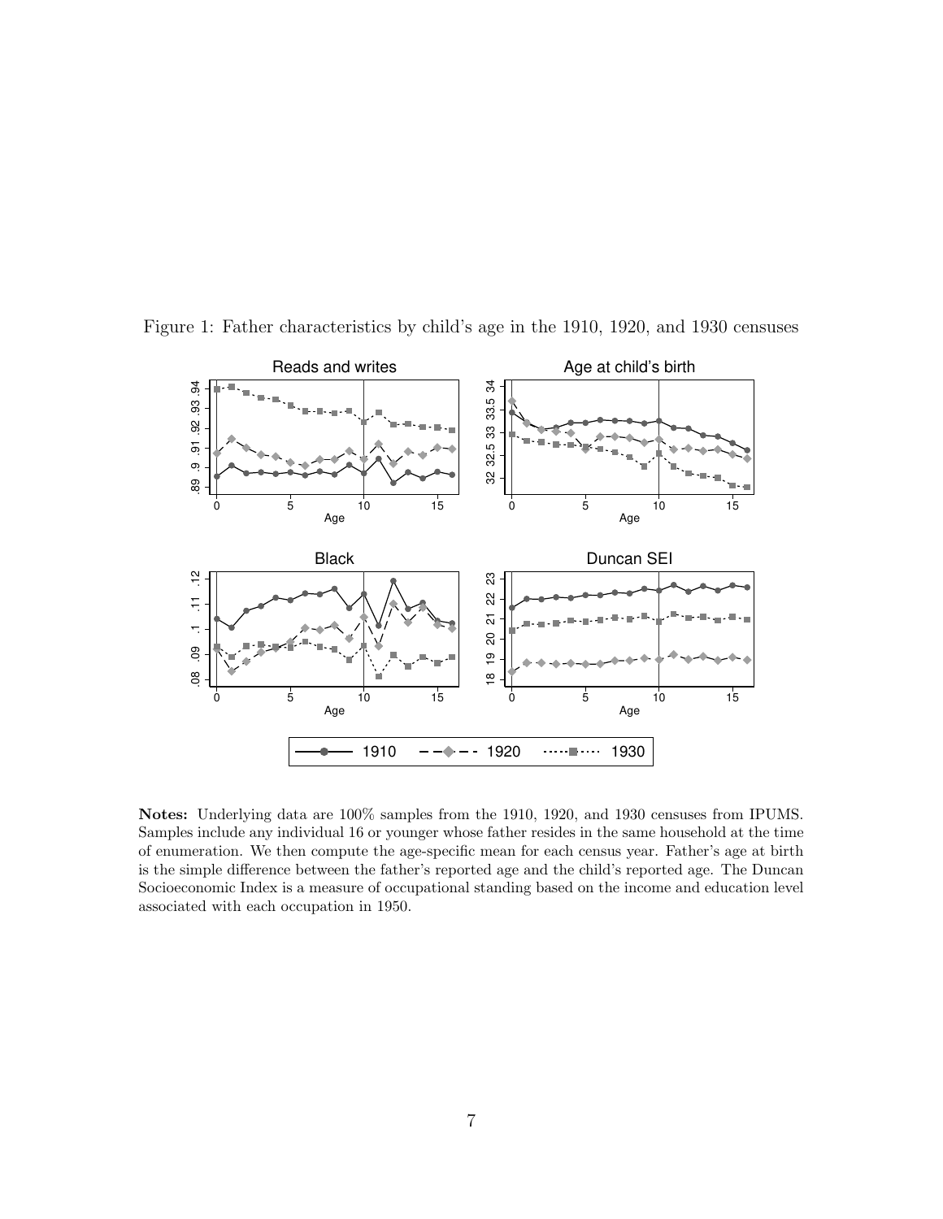Figure 1: Father characteristics by child's age in the 1910, 1920, and 1930 censuses

Reads and writes

.89 .9 .91 .92 .93 .94

0 5 10 15

Age

Age at child's birth

32 32.5 33 33.5 34

0 5 10 15

Age

Black

.08 .09 .1 .11 .12

0 5 10 15

Age

Duncan SEI

18 19 20 21 22 23

0 5 10 15

Age

1910 1920 1930

**Notes:** Underlying data are 100% samples from the 1910, 1920, and 1930 censuses from IPUMS. Samples include any individual 16 or younger whose father resides in the same household at the time of enumeration. We then compute the age-specific mean for each census year. Father's age at birth is the simple difference between the father's reported age and the child's reported age. The Duncan Socioeconomic Index is a measure of occupational standing based on the income and education level associated with each occupation in 1950.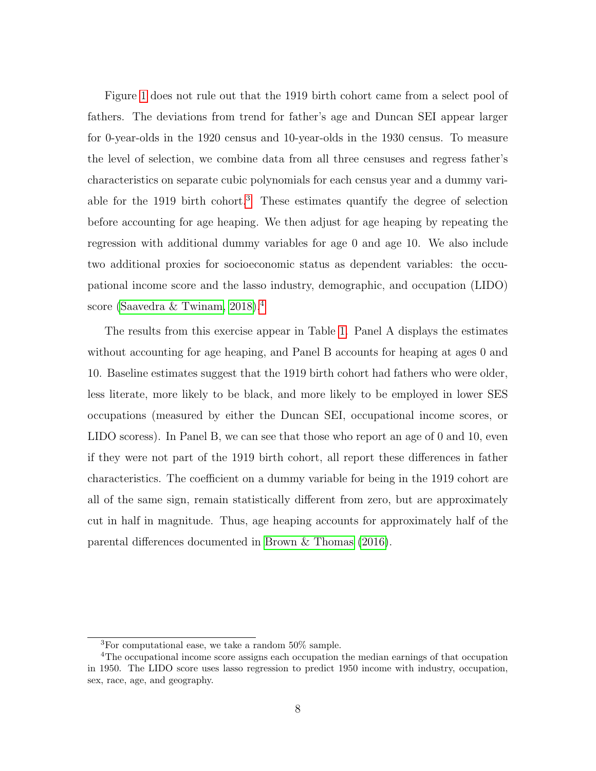Figure 1 does not rule out that the 1919 birth cohort came from a select pool of fathers. The deviations from trend for father's age and Duncan SEI appear larger for 0-year-olds in the 1920 census and 10-year-olds in the 1930 census. To measure the level of selection, we combine data from all three censuses and regress father's characteristics on separate cubic polynomials for each census year and a dummy variable for the 1919 birth cohort.[3] These estimates quantify the degree of selection before accounting for age heaping. We then adjust for age heaping by repeating the regression with additional dummy variables for age 0 and age 10. We also include two additional proxies for socioeconomic status as dependent variables: the occupational income score and the lasso industry, demographic, and occupation (LIDO) score (Saavedra & Twinam, 2018).[4]

The results from this exercise appear in Table 1. Panel A displays the estimates without accounting for age heaping, and Panel B accounts for heaping at ages 0 and 10. Baseline estimates suggest that the 1919 birth cohort had fathers who were older, less literate, more likely to be black, and more likely to be employed in lower SES occupations (measured by either the Duncan SEI, occupational income scores, or LIDO scoress). In Panel B, we can see that those who report an age of 0 and 10, even if they were not part of the 1919 birth cohort, all report these differences in father characteristics. The coefficient on a dummy variable for being in the 1919 cohort are all of the same sign, remain statistically different from zero, but are approximately cut in half in magnitude. Thus, age heaping accounts for approximately half of the parental differences documented in Brown & Thomas (2016).

[3] For computational ease, we take a random 50% sample.

[4] The occupational income score assigns each occupation the median earnings of that occupation in 1950. The LIDO score uses lasso regression to predict 1950 income with industry, occupation, sex, race, age, and geography.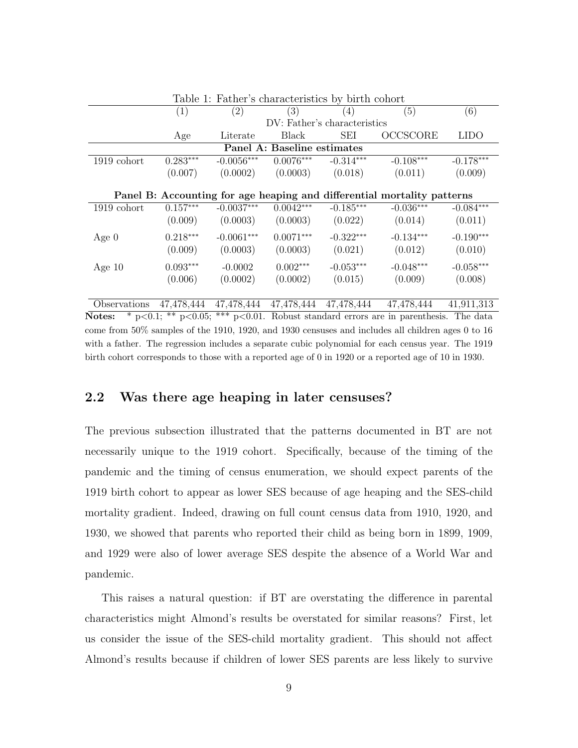Table 1: Father's characteristics by birth cohort

| | (1) | (2) | (3) | (4) | (5) | (6) |
|---|---|---|---|---|---|---|
| | DV: Father's characteristics | | | | | |
| | Age | Literate | Black | SEI | OCCSCORE | LIDO |
| **Panel A: Baseline estimates** | | | | | | |
| 1919 cohort | 0.283*** | -0.0056*** | 0.0076*** | -0.314*** | -0.108*** | -0.178*** |
| | (0.007) | (0.0002) | (0.0003) | (0.018) | (0.011) | (0.009) |
| **Panel B: Accounting for age heaping and differential mortality patterns** | | | | | | |
| 1919 cohort | 0.157*** | -0.0037*** | 0.0042*** | -0.185*** | -0.036*** | -0.084*** |
| | (0.009) | (0.0003) | (0.0003) | (0.022) | (0.014) | (0.011) |
| Age 0 | 0.218*** | -0.0061*** | 0.0071*** | -0.322*** | -0.134*** | -0.190*** |
| | (0.009) | (0.0003) | (0.0003) | (0.021) | (0.012) | (0.010) |
| Age 10 | 0.093*** | -0.0002 | 0.002*** | -0.053*** | -0.048*** | -0.058*** |
| | (0.006) | (0.0002) | (0.0002) | (0.015) | (0.009) | (0.008) |
| Observations | 47,478,444 | 47,478,444 | 47,478,444 | 47,478,444 | 47,478,444 | 41,911,313 |

**Notes:** * p<0.1; ** p<0.05; *** p<0.01. Robust standard errors are in parenthesis. The data come from 50% samples of the 1910, 1920, and 1930 censuses and includes all children ages 0 to 16 with a father. The regression includes a separate cubic polynomial for each census year. The 1919 birth cohort corresponds to those with a reported age of 0 in 1920 or a reported age of 10 in 1930.

## 2.2 Was there age heaping in later censuses?

The previous subsection illustrated that the patterns documented in BT are not necessarily unique to the 1919 cohort. Specifically, because of the timing of the pandemic and the timing of census enumeration, we should expect parents of the 1919 birth cohort to appear as lower SES because of age heaping and the SES-child mortality gradient. Indeed, drawing on full count census data from 1910, 1920, and 1930, we showed that parents who reported their child as being born in 1899, 1909, and 1929 were also of lower average SES despite the absence of a World War and pandemic.

This raises a natural question: if BT are overstating the difference in parental characteristics might Almond's results be overstated for similar reasons? First, let us consider the issue of the SES-child mortality gradient. This should not affect Almond's results because if children of lower SES parents are less likely to survive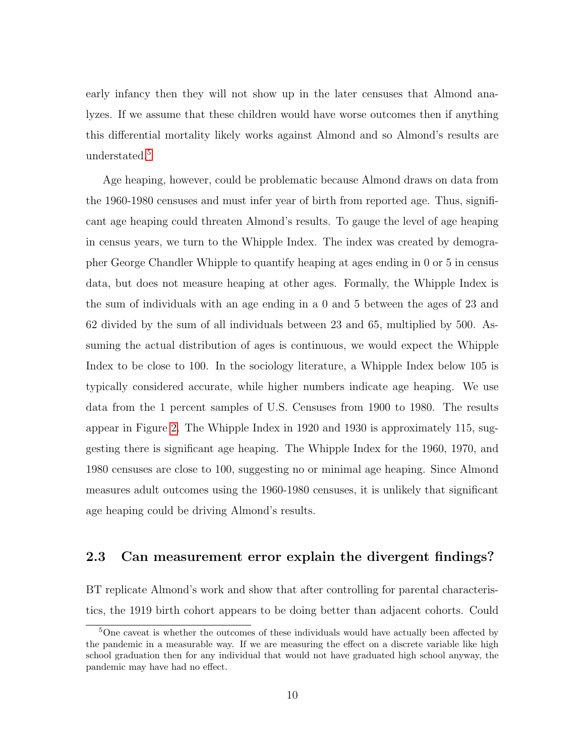early infancy then they will not show up in the later censuses that Almond analyzes. If we assume that these children would have worse outcomes then if anything this differential mortality likely works against Almond and so Almond's results are understated.[5]

Age heaping, however, could be problematic because Almond draws on data from the 1960-1980 censuses and must infer year of birth from reported age. Thus, significant age heaping could threaten Almond's results. To gauge the level of age heaping in census years, we turn to the Whipple Index. The index was created by demographer George Chandler Whipple to quantify heaping at ages ending in 0 or 5 in census data, but does not measure heaping at other ages. Formally, the Whipple Index is the sum of individuals with an age ending in a 0 and 5 between the ages of 23 and 62 divided by the sum of all individuals between 23 and 65, multiplied by 500. Assuming the actual distribution of ages is continuous, we would expect the Whipple Index to be close to 100. In the sociology literature, a Whipple Index below 105 is typically considered accurate, while higher numbers indicate age heaping. We use data from the 1 percent samples of U.S. Censuses from 1900 to 1980. The results appear in Figure 2. The Whipple Index in 1920 and 1930 is approximately 115, suggesting there is significant age heaping. The Whipple Index for the 1960, 1970, and 1980 censuses are close to 100, suggesting no or minimal age heaping. Since Almond measures adult outcomes using the 1960-1980 censuses, it is unlikely that significant age heaping could be driving Almond's results.

### 2.3 Can measurement error explain the divergent findings?

BT replicate Almond's work and show that after controlling for parental characteristics, the 1919 birth cohort appears to be doing better than adjacent cohorts. Could

[5] One caveat is whether the outcomes of these individuals would have actually been affected by the pandemic in a measurable way. If we are measuring the effect on a discrete variable like high school graduation then for any individual that would not have graduated high school anyway, the pandemic may have had no effect.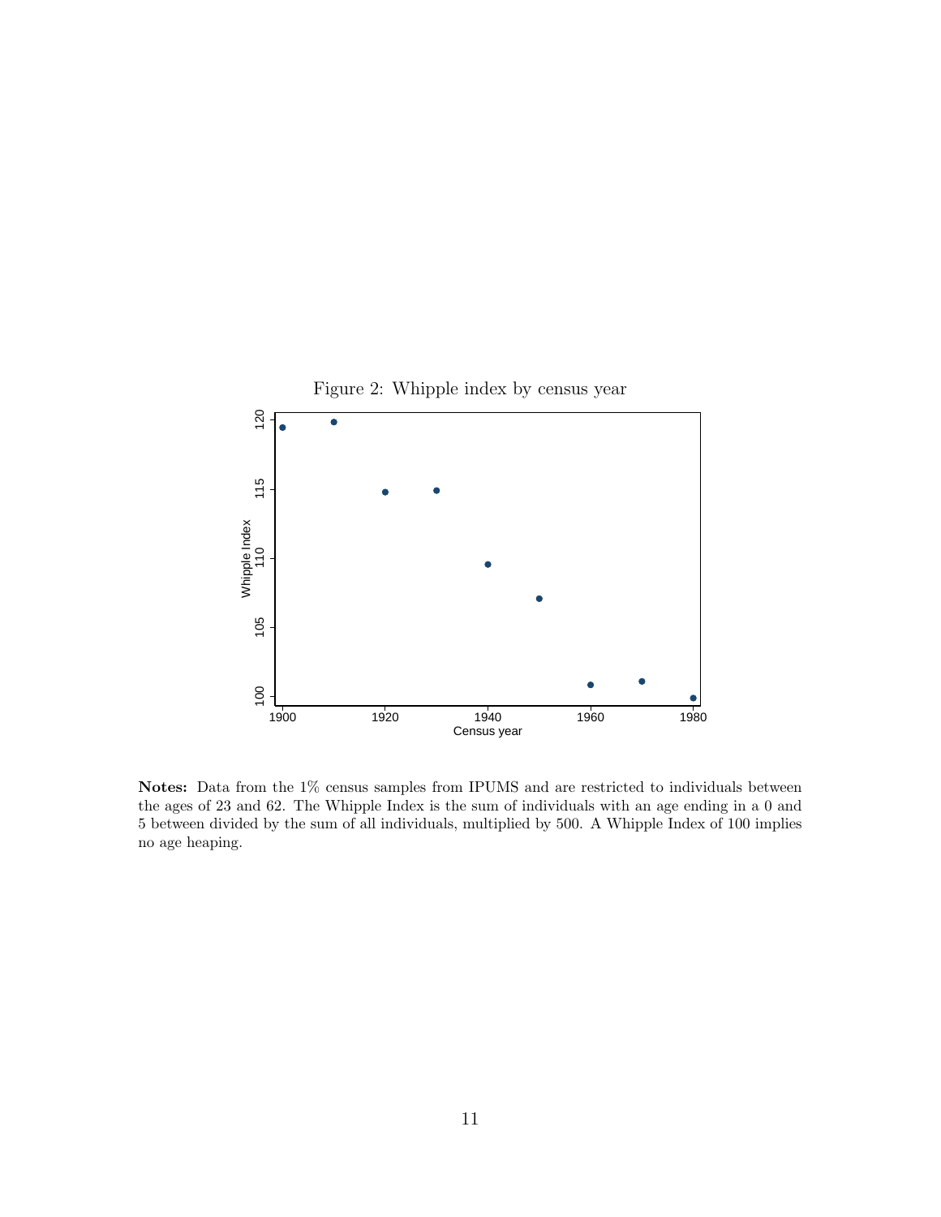Figure 2: Whipple index by census year

Whipple Index

120

115

110

105

100

1900

1920

1940

1960

1980

Census year

**Notes:** Data from the 1% census samples from IPUMS and are restricted to individuals between the ages of 23 and 62. The Whipple Index is the sum of individuals with an age ending in a 0 and 5 between divided by the sum of all individuals, multiplied by 500. A Whipple Index of 100 implies no age heaping.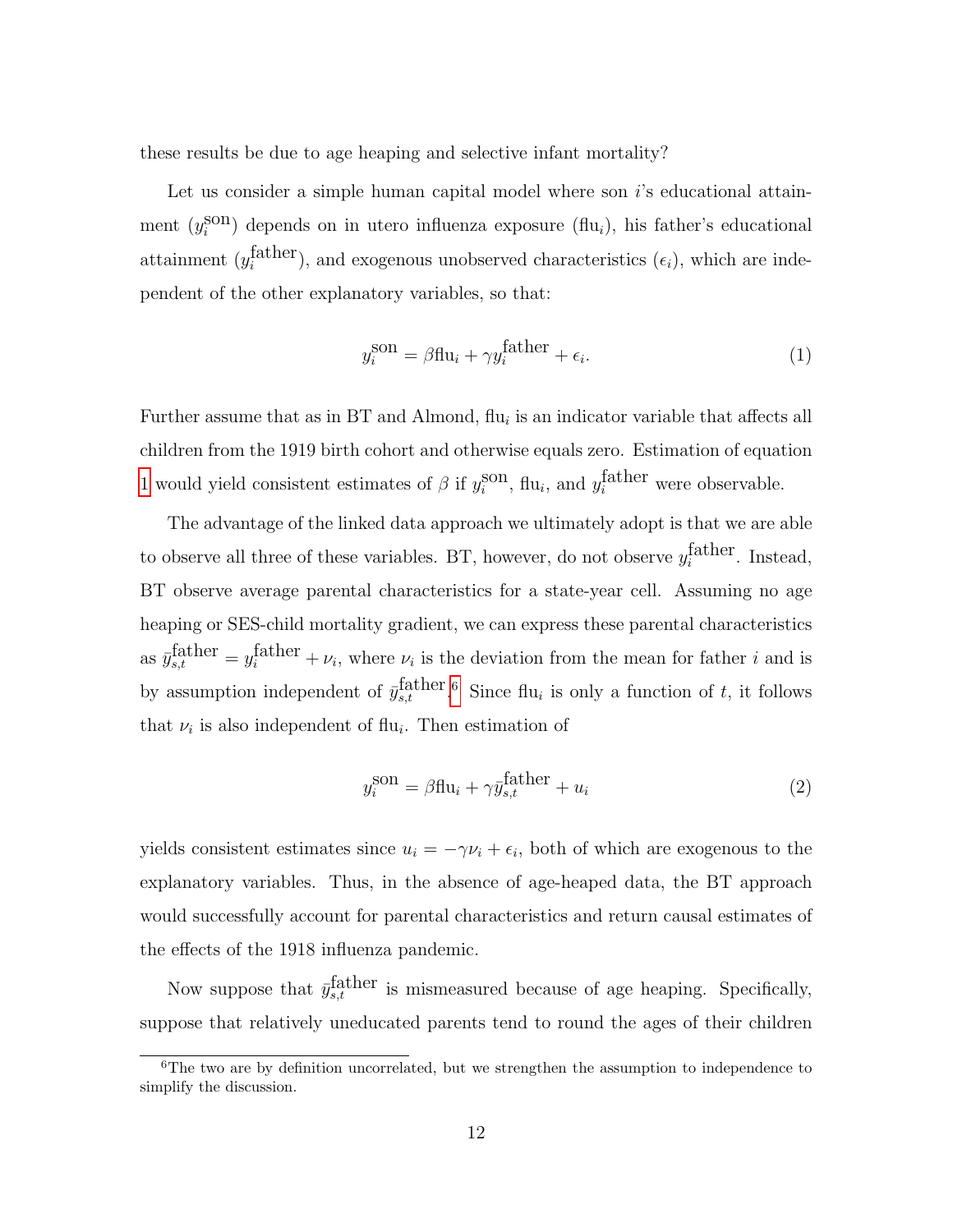these results be due to age heaping and selective infant mortality?

Let us consider a simple human capital model where son $i$'s educational attainment ($y_i^{\text{son}}$) depends on in utero influenza exposure ($\text{flu}_i$), his father's educational attainment ($y_i^{\text{father}}$), and exogenous unobserved characteristics ($\epsilon_i$), which are independent of the other explanatory variables, so that:

$$y_i^{\text{son}} = \beta \text{flu}_i + \gamma y_i^{\text{father}} + \epsilon_i. \tag{1}$$

Further assume that as in BT and Almond, $\text{flu}_i$ is an indicator variable that affects all children from the 1919 birth cohort and otherwise equals zero. Estimation of equation 1 would yield consistent estimates of $\beta$ if $y_i^{\text{son}}$, $\text{flu}_i$, and $y_i^{\text{father}}$ were observable.

The advantage of the linked data approach we ultimately adopt is that we are able to observe all three of these variables. BT, however, do not observe $y_i^{\text{father}}$. Instead, BT observe average parental characteristics for a state-year cell. Assuming no age heaping or SES-child mortality gradient, we can express these parental characteristics as $\bar{y}_{s,t}^{\text{father}} = y_i^{\text{father}} + \nu_i$, where $\nu_i$ is the deviation from the mean for father $i$ and is by assumption independent of $\bar{y}_{s,t}^{\text{father}}$.[6] Since $\text{flu}_i$ is only a function of $t$, it follows that $\nu_i$ is also independent of $\text{flu}_i$. Then estimation of

$$y_i^{\text{son}} = \beta \text{flu}_i + \gamma \bar{y}_{s,t}^{\text{father}} + u_i \tag{2}$$

yields consistent estimates since $u_i = -\gamma \nu_i + \epsilon_i$, both of which are exogenous to the explanatory variables. Thus, in the absence of age-heaped data, the BT approach would successfully account for parental characteristics and return causal estimates of the effects of the 1918 influenza pandemic.

Now suppose that $\bar{y}_{s,t}^{\text{father}}$ is mismeasured because of age heaping. Specifically, suppose that relatively uneducated parents tend to round the ages of their children

[6] The two are by definition uncorrelated, but we strengthen the assumption to independence to simplify the discussion.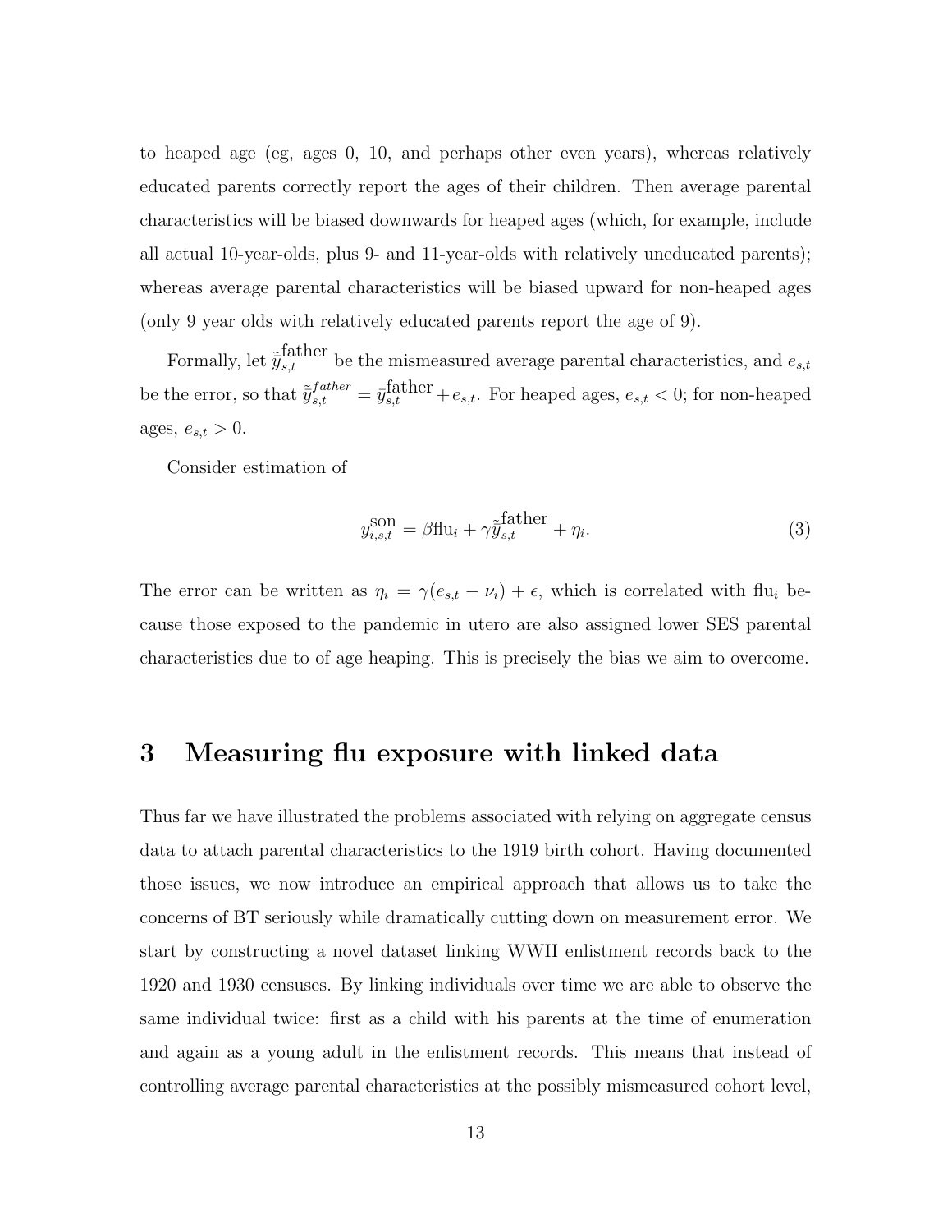to heaped age (eg, ages 0, 10, and perhaps other even years), whereas relatively educated parents correctly report the ages of their children. Then average parental characteristics will be biased downwards for heaped ages (which, for example, include all actual 10-year-olds, plus 9- and 11-year-olds with relatively uneducated parents); whereas average parental characteristics will be biased upward for non-heaped ages (only 9 year olds with relatively educated parents report the age of 9).

Formally, let $\tilde{\bar{y}}_{s,t}^{\text{father}}$ be the mismeasured average parental characteristics, and $e_{s,t}$ be the error, so that $\tilde{\bar{y}}_{s,t}^{father} = \bar{y}_{s,t}^{\text{father}} + e_{s,t}$. For heaped ages, $e_{s,t} < 0$; for non-heaped ages, $e_{s,t} > 0$.

Consider estimation of

$$y_{i,s,t}^{\text{son}} = \beta \text{flu}_i + \gamma \tilde{\bar{y}}_{s,t}^{\text{father}} + \eta_i. \tag{3}$$

The error can be written as $\eta_i = \gamma(e_{s,t} - \nu_i) + \epsilon$, which is correlated with $\text{flu}_i$ because those exposed to the pandemic in utero are also assigned lower SES parental characteristics due to of age heaping. This is precisely the bias we aim to overcome.

## 3 Measuring flu exposure with linked data

Thus far we have illustrated the problems associated with relying on aggregate census data to attach parental characteristics to the 1919 birth cohort. Having documented those issues, we now introduce an empirical approach that allows us to take the concerns of BT seriously while dramatically cutting down on measurement error. We start by constructing a novel dataset linking WWII enlistment records back to the 1920 and 1930 censuses. By linking individuals over time we are able to observe the same individual twice: first as a child with his parents at the time of enumeration and again as a young adult in the enlistment records. This means that instead of controlling average parental characteristics at the possibly mismeasured cohort level,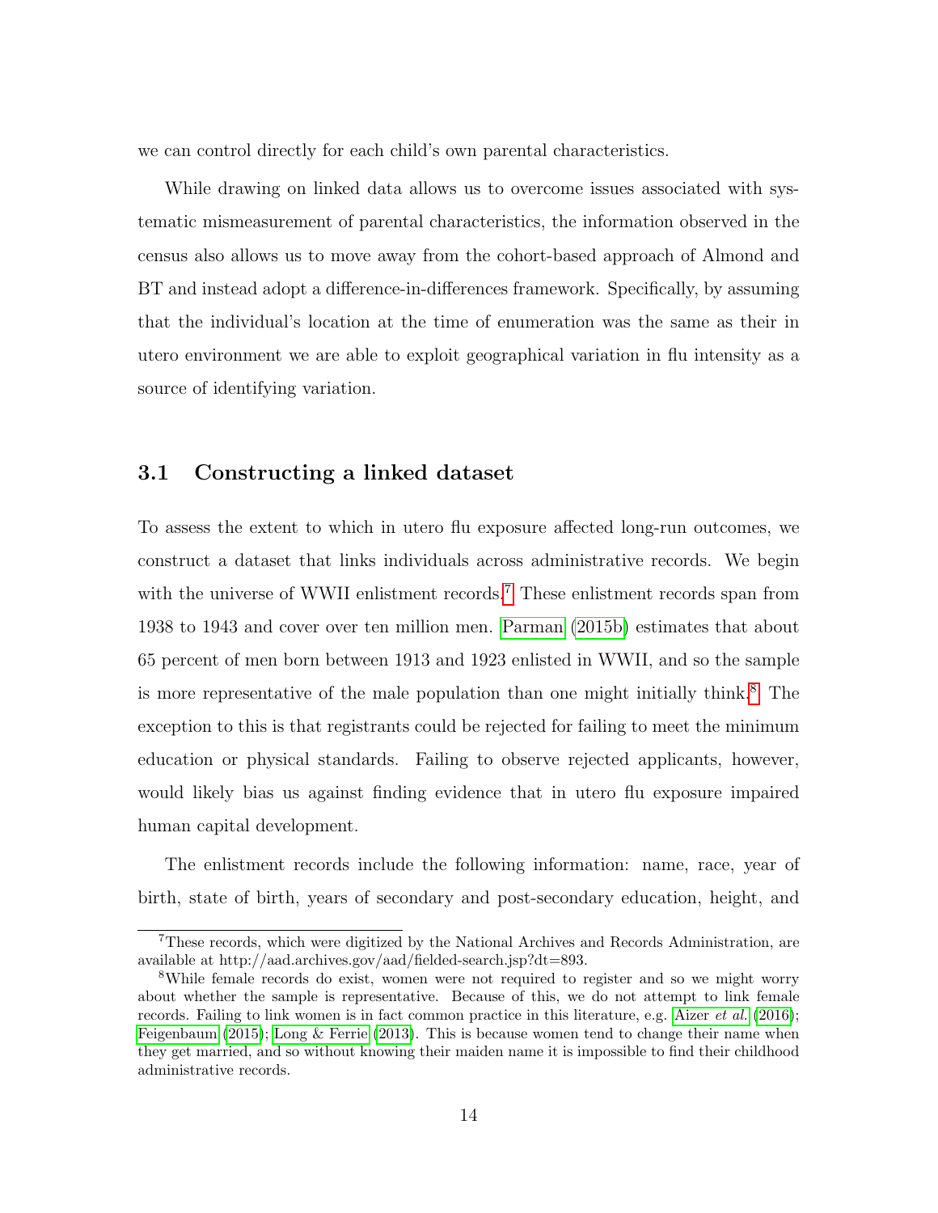we can control directly for each child's own parental characteristics.

While drawing on linked data allows us to overcome issues associated with systematic mismeasurement of parental characteristics, the information observed in the census also allows us to move away from the cohort-based approach of Almond and BT and instead adopt a difference-in-differences framework. Specifically, by assuming that the individual's location at the time of enumeration was the same as their in utero environment we are able to exploit geographical variation in flu intensity as a source of identifying variation.

### 3.1 Constructing a linked dataset

To assess the extent to which in utero flu exposure affected long-run outcomes, we construct a dataset that links individuals across administrative records. We begin with the universe of WWII enlistment records.[7] These enlistment records span from 1938 to 1943 and cover over ten million men. Parman (2015b) estimates that about 65 percent of men born between 1913 and 1923 enlisted in WWII, and so the sample is more representative of the male population than one might initially think.[8] The exception to this is that registrants could be rejected for failing to meet the minimum education or physical standards. Failing to observe rejected applicants, however, would likely bias us against finding evidence that in utero flu exposure impaired human capital development.

The enlistment records include the following information: name, race, year of birth, state of birth, years of secondary and post-secondary education, height, and

[7] These records, which were digitized by the National Archives and Records Administration, are available at http://aad.archives.gov/aad/fielded-search.jsp?dt=893.

[8] While female records do exist, women were not required to register and so we might worry about whether the sample is representative. Because of this, we do not attempt to link female records. Failing to link women is in fact common practice in this literature, e.g. Aizer *et al.* (2016); Feigenbaum (2015); Long & Ferrie (2013). This is because women tend to change their name when they get married, and so without knowing their maiden name it is impossible to find their childhood administrative records.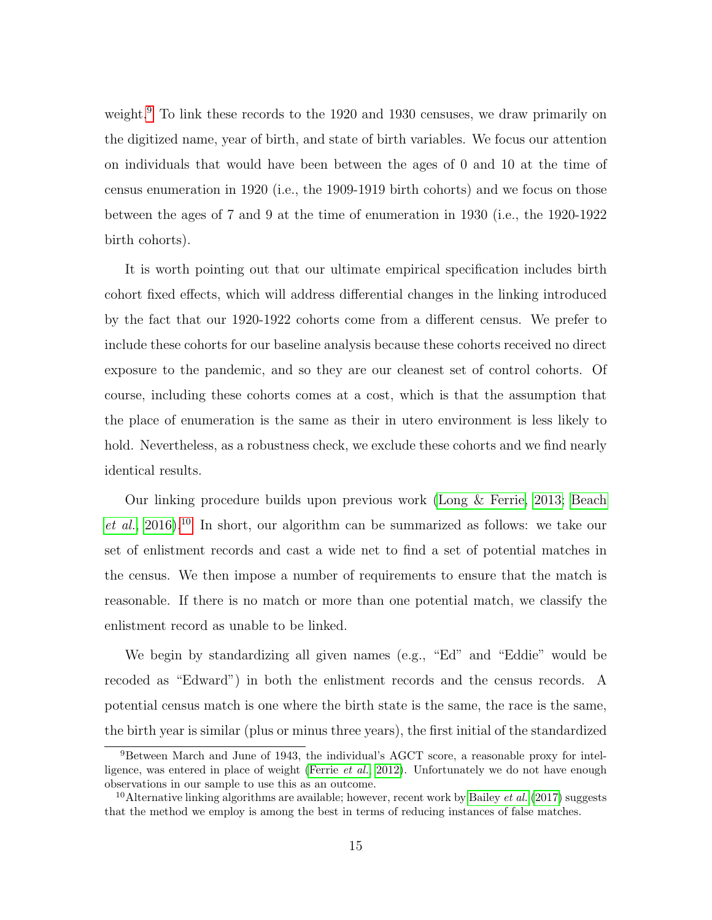weight.[9] To link these records to the 1920 and 1930 censuses, we draw primarily on the digitized name, year of birth, and state of birth variables. We focus our attention on individuals that would have been between the ages of 0 and 10 at the time of census enumeration in 1920 (i.e., the 1909-1919 birth cohorts) and we focus on those between the ages of 7 and 9 at the time of enumeration in 1930 (i.e., the 1920-1922 birth cohorts).

It is worth pointing out that our ultimate empirical specification includes birth cohort fixed effects, which will address differential changes in the linking introduced by the fact that our 1920-1922 cohorts come from a different census. We prefer to include these cohorts for our baseline analysis because these cohorts received no direct exposure to the pandemic, and so they are our cleanest set of control cohorts. Of course, including these cohorts comes at a cost, which is that the assumption that the place of enumeration is the same as their in utero environment is less likely to hold. Nevertheless, as a robustness check, we exclude these cohorts and we find nearly identical results.

Our linking procedure builds upon previous work (Long & Ferrie, 2013; Beach *et al.*, 2016).[10] In short, our algorithm can be summarized as follows: we take our set of enlistment records and cast a wide net to find a set of potential matches in the census. We then impose a number of requirements to ensure that the match is reasonable. If there is no match or more than one potential match, we classify the enlistment record as unable to be linked.

We begin by standardizing all given names (e.g., "Ed" and "Eddie" would be recoded as "Edward") in both the enlistment records and the census records. A potential census match is one where the birth state is the same, the race is the same, the birth year is similar (plus or minus three years), the first initial of the standardized

[9] Between March and June of 1943, the individual's AGCT score, a reasonable proxy for intelligence, was entered in place of weight (Ferrie *et al.*, 2012). Unfortunately we do not have enough observations in our sample to use this as an outcome.

[10] Alternative linking algorithms are available; however, recent work by Bailey *et al.* (2017) suggests that the method we employ is among the best in terms of reducing instances of false matches.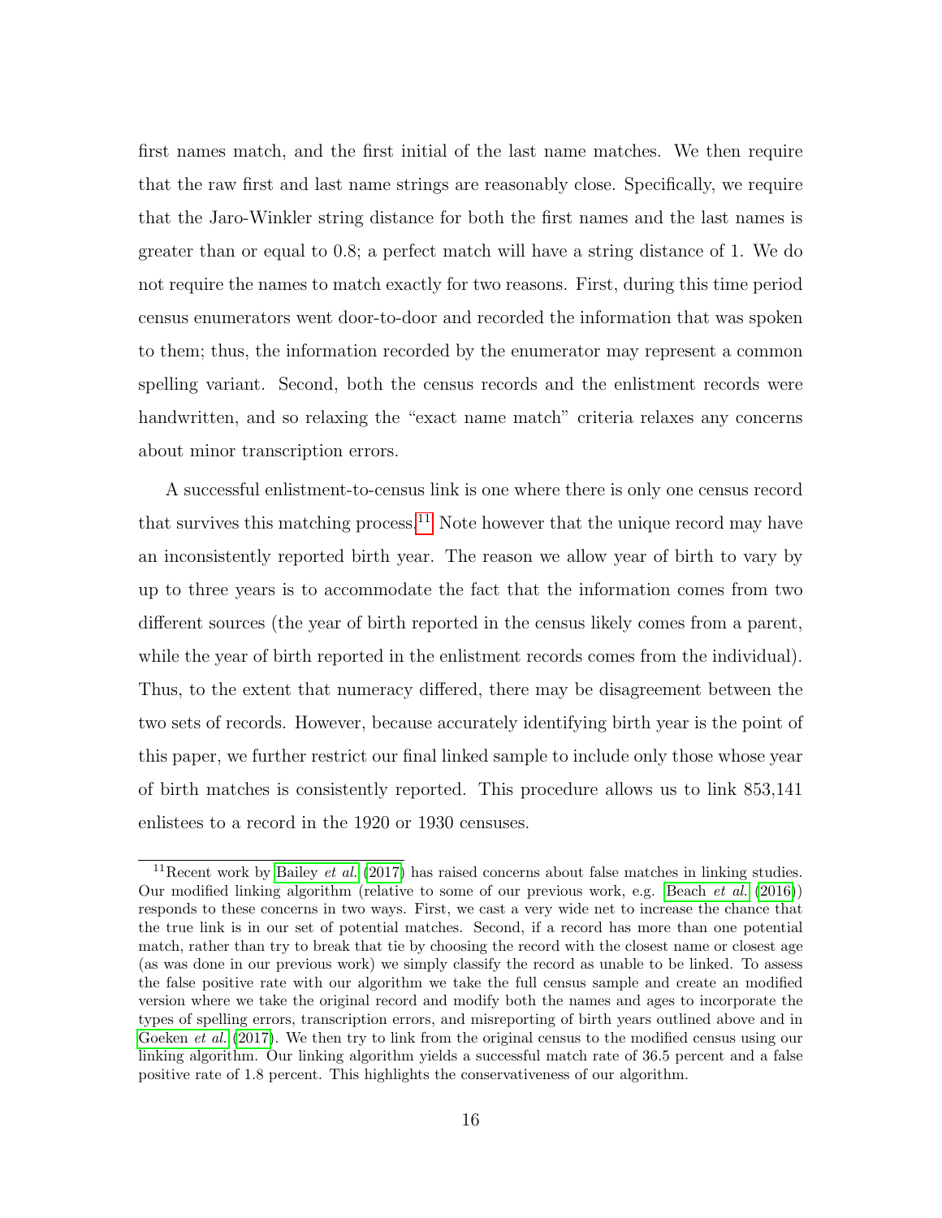first names match, and the first initial of the last name matches. We then require that the raw first and last name strings are reasonably close. Specifically, we require that the Jaro-Winkler string distance for both the first names and the last names is greater than or equal to 0.8; a perfect match will have a string distance of 1. We do not require the names to match exactly for two reasons. First, during this time period census enumerators went door-to-door and recorded the information that was spoken to them; thus, the information recorded by the enumerator may represent a common spelling variant. Second, both the census records and the enlistment records were handwritten, and so relaxing the "exact name match" criteria relaxes any concerns about minor transcription errors.

A successful enlistment-to-census link is one where there is only one census record that survives this matching process.[11] Note however that the unique record may have an inconsistently reported birth year. The reason we allow year of birth to vary by up to three years is to accommodate the fact that the information comes from two different sources (the year of birth reported in the census likely comes from a parent, while the year of birth reported in the enlistment records comes from the individual). Thus, to the extent that numeracy differed, there may be disagreement between the two sets of records. However, because accurately identifying birth year is the point of this paper, we further restrict our final linked sample to include only those whose year of birth matches is consistently reported. This procedure allows us to link 853,141 enlistees to a record in the 1920 or 1930 censuses.

[11] Recent work by Bailey *et al.* (2017) has raised concerns about false matches in linking studies. Our modified linking algorithm (relative to some of our previous work, e.g. Beach *et al.* (2016)) responds to these concerns in two ways. First, we cast a very wide net to increase the chance that the true link is in our set of potential matches. Second, if a record has more than one potential match, rather than try to break that tie by choosing the record with the closest name or closest age (as was done in our previous work) we simply classify the record as unable to be linked. To assess the false positive rate with our algorithm we take the full census sample and create an modified version where we take the original record and modify both the names and ages to incorporate the types of spelling errors, transcription errors, and misreporting of birth years outlined above and in Goeken *et al.* (2017). We then try to link from the original census to the modified census using our linking algorithm. Our linking algorithm yields a successful match rate of 36.5 percent and a false positive rate of 1.8 percent. This highlights the conservativeness of our algorithm.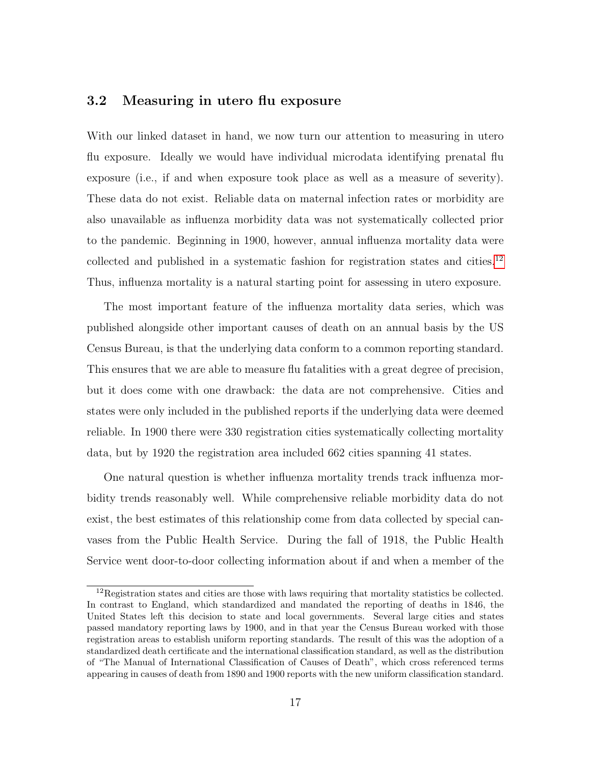### 3.2 Measuring in utero flu exposure

With our linked dataset in hand, we now turn our attention to measuring in utero flu exposure. Ideally we would have individual microdata identifying prenatal flu exposure (i.e., if and when exposure took place as well as a measure of severity). These data do not exist. Reliable data on maternal infection rates or morbidity are also unavailable as influenza morbidity data was not systematically collected prior to the pandemic. Beginning in 1900, however, annual influenza mortality data were collected and published in a systematic fashion for registration states and cities.[12] Thus, influenza mortality is a natural starting point for assessing in utero exposure.

The most important feature of the influenza mortality data series, which was published alongside other important causes of death on an annual basis by the US Census Bureau, is that the underlying data conform to a common reporting standard. This ensures that we are able to measure flu fatalities with a great degree of precision, but it does come with one drawback: the data are not comprehensive. Cities and states were only included in the published reports if the underlying data were deemed reliable. In 1900 there were 330 registration cities systematically collecting mortality data, but by 1920 the registration area included 662 cities spanning 41 states.

One natural question is whether influenza mortality trends track influenza morbidity trends reasonably well. While comprehensive reliable morbidity data do not exist, the best estimates of this relationship come from data collected by special canvases from the Public Health Service. During the fall of 1918, the Public Health Service went door-to-door collecting information about if and when a member of the

[12] Registration states and cities are those with laws requiring that mortality statistics be collected. In contrast to England, which standardized and mandated the reporting of deaths in 1846, the United States left this decision to state and local governments. Several large cities and states passed mandatory reporting laws by 1900, and in that year the Census Bureau worked with those registration areas to establish uniform reporting standards. The result of this was the adoption of a standardized death certificate and the international classification standard, as well as the distribution of "The Manual of International Classification of Causes of Death", which cross referenced terms appearing in causes of death from 1890 and 1900 reports with the new uniform classification standard.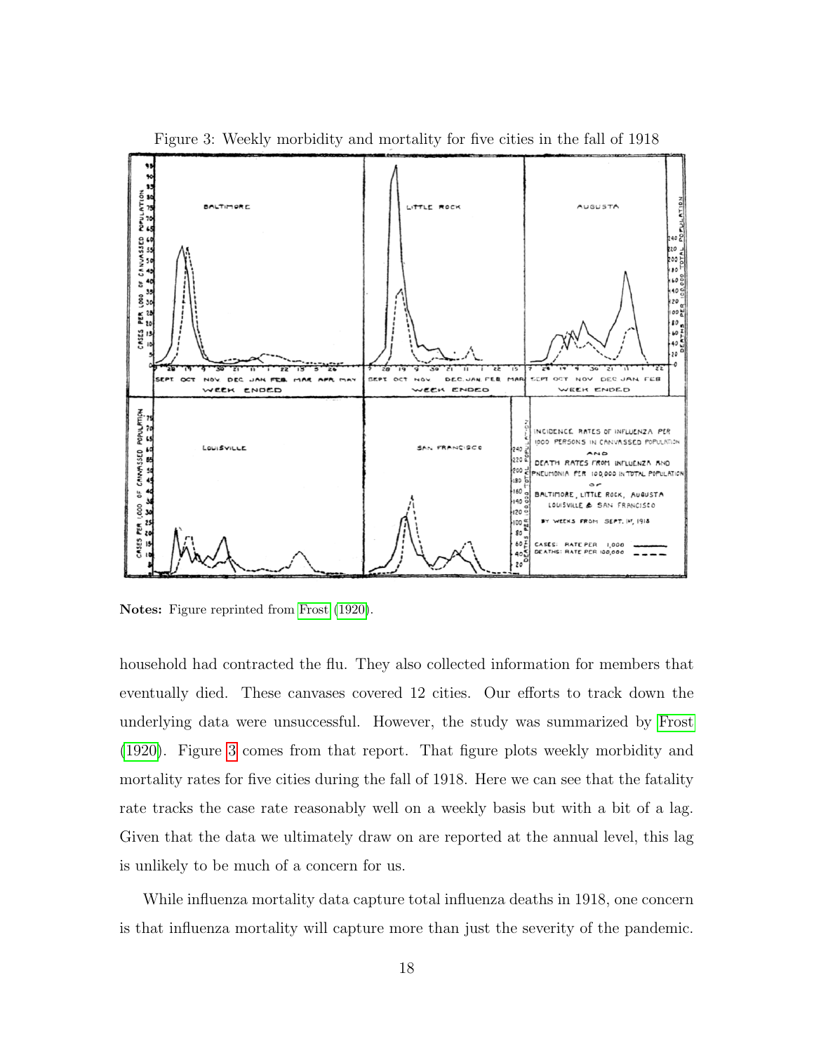Figure 3: Weekly morbidity and mortality for five cities in the fall of 1918

BALTIMORE

LITTLE ROCK

AUGUSTA

LOUISVILLE

SAN FRANCISCO

CASES PER 1,000 OF CANVASSED POPULATION

DEATHS PER 100,000 TOTAL POPULATION

SEPT OCT NOV DEC JAN FEB MAR APR MAY

WEEK ENDED

INCIDENCE RATES OF INFLUENZA PER 1000 PERSONS IN CANVASSED POPULATION AND DEATH RATES FROM INFLUENZA AND PNEUMONIA PER 100,000 IN TOTAL POPULATION OF BALTIMORE, LITTLE ROCK, AUGUSTA LOUISVILLE & SAN FRANCISCO BY WEEKS FROM SEPT. 1st, 1918

CASES: RATE PER 1,000

DEATHS: RATE PER 100,000

**Notes:** Figure reprinted from Frost (1920).

household had contracted the flu. They also collected information for members that eventually died. These canvases covered 12 cities. Our efforts to track down the underlying data were unsuccessful. However, the study was summarized by Frost (1920). Figure 3 comes from that report. That figure plots weekly morbidity and mortality rates for five cities during the fall of 1918. Here we can see that the fatality rate tracks the case rate reasonably well on a weekly basis but with a bit of a lag. Given that the data we ultimately draw on are reported at the annual level, this lag is unlikely to be much of a concern for us.

While influenza mortality data capture total influenza deaths in 1918, one concern is that influenza mortality will capture more than just the severity of the pandemic.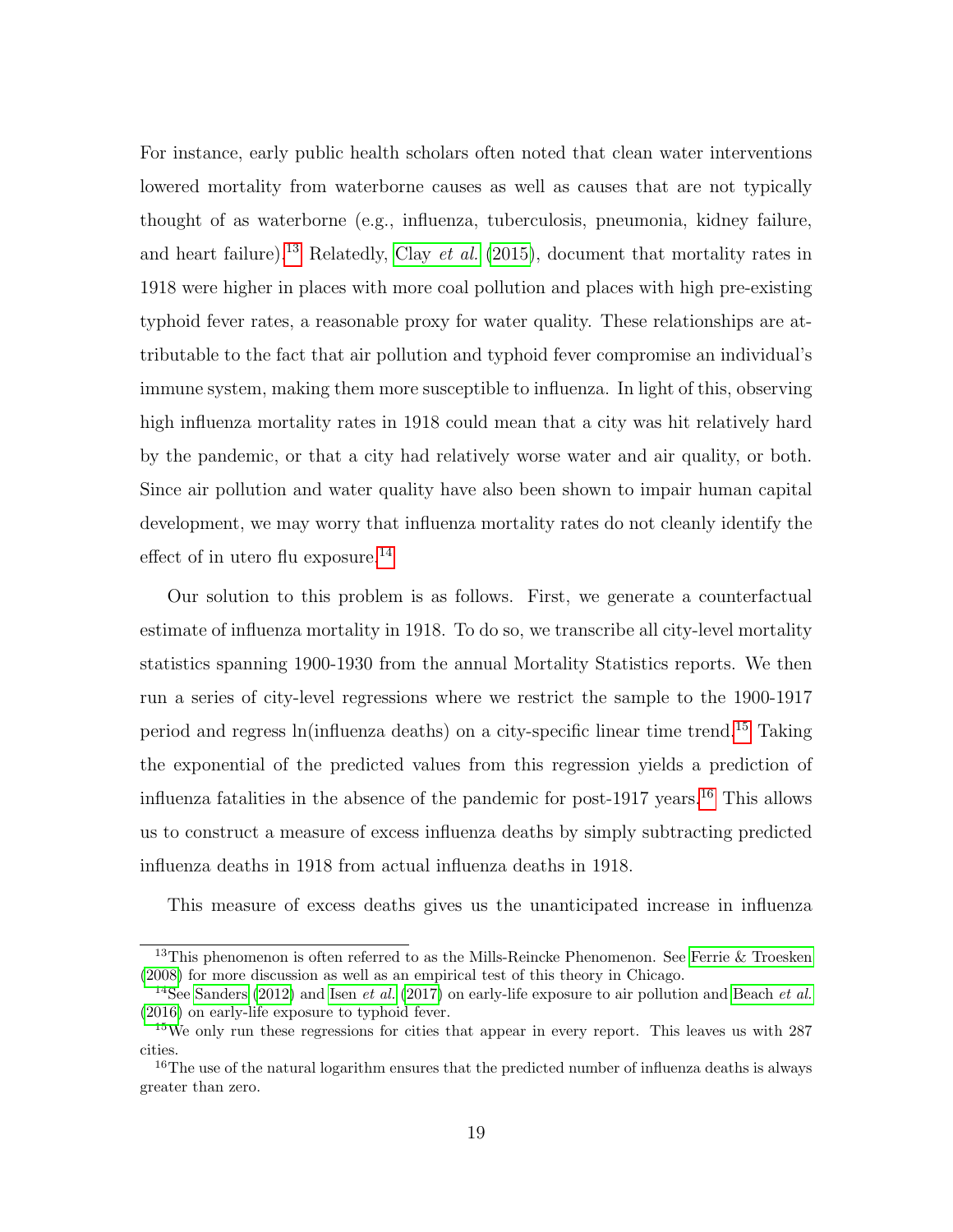For instance, early public health scholars often noted that clean water interventions lowered mortality from waterborne causes as well as causes that are not typically thought of as waterborne (e.g., influenza, tuberculosis, pneumonia, kidney failure, and heart failure).[13] Relatedly, Clay *et al.* (2015), document that mortality rates in 1918 were higher in places with more coal pollution and places with high pre-existing typhoid fever rates, a reasonable proxy for water quality. These relationships are attributable to the fact that air pollution and typhoid fever compromise an individual's immune system, making them more susceptible to influenza. In light of this, observing high influenza mortality rates in 1918 could mean that a city was hit relatively hard by the pandemic, or that a city had relatively worse water and air quality, or both. Since air pollution and water quality have also been shown to impair human capital development, we may worry that influenza mortality rates do not cleanly identify the effect of in utero flu exposure.[14]

Our solution to this problem is as follows. First, we generate a counterfactual estimate of influenza mortality in 1918. To do so, we transcribe all city-level mortality statistics spanning 1900-1930 from the annual Mortality Statistics reports. We then run a series of city-level regressions where we restrict the sample to the 1900-1917 period and regress ln(influenza deaths) on a city-specific linear time trend.[15] Taking the exponential of the predicted values from this regression yields a prediction of influenza fatalities in the absence of the pandemic for post-1917 years.[16] This allows us to construct a measure of excess influenza deaths by simply subtracting predicted influenza deaths in 1918 from actual influenza deaths in 1918.

This measure of excess deaths gives us the unanticipated increase in influenza

---

[13] This phenomenon is often referred to as the Mills-Reincke Phenomenon. See Ferrie & Troesken (2008) for more discussion as well as an empirical test of this theory in Chicago.

[14] See Sanders (2012) and Isen *et al.* (2017) on early-life exposure to air pollution and Beach *et al.* (2016) on early-life exposure to typhoid fever.

[15] We only run these regressions for cities that appear in every report. This leaves us with 287 cities.

[16] The use of the natural logarithm ensures that the predicted number of influenza deaths is always greater than zero.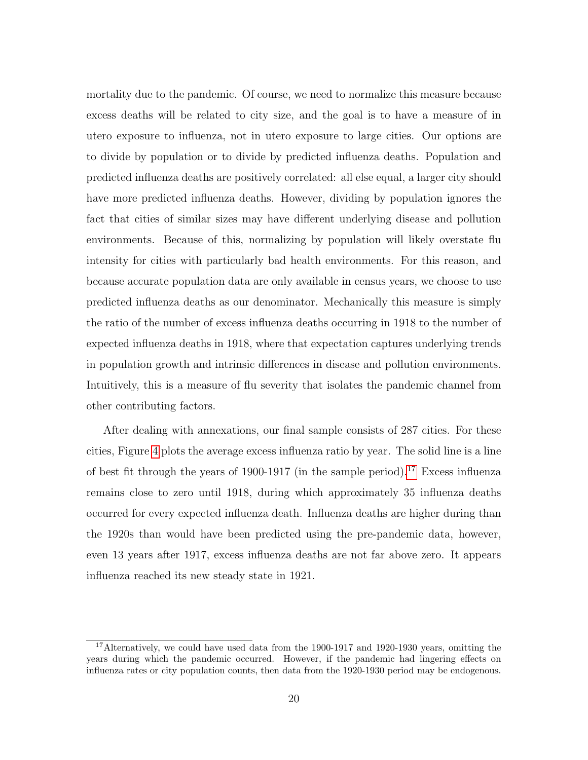mortality due to the pandemic. Of course, we need to normalize this measure because excess deaths will be related to city size, and the goal is to have a measure of in utero exposure to influenza, not in utero exposure to large cities. Our options are to divide by population or to divide by predicted influenza deaths. Population and predicted influenza deaths are positively correlated: all else equal, a larger city should have more predicted influenza deaths. However, dividing by population ignores the fact that cities of similar sizes may have different underlying disease and pollution environments. Because of this, normalizing by population will likely overstate flu intensity for cities with particularly bad health environments. For this reason, and because accurate population data are only available in census years, we choose to use predicted influenza deaths as our denominator. Mechanically this measure is simply the ratio of the number of excess influenza deaths occurring in 1918 to the number of expected influenza deaths in 1918, where that expectation captures underlying trends in population growth and intrinsic differences in disease and pollution environments. Intuitively, this is a measure of flu severity that isolates the pandemic channel from other contributing factors.

After dealing with annexations, our final sample consists of 287 cities. For these cities, Figure 4 plots the average excess influenza ratio by year. The solid line is a line of best fit through the years of 1900-1917 (in the sample period).[17] Excess influenza remains close to zero until 1918, during which approximately 35 influenza deaths occurred for every expected influenza death. Influenza deaths are higher during than the 1920s than would have been predicted using the pre-pandemic data, however, even 13 years after 1917, excess influenza deaths are not far above zero. It appears influenza reached its new steady state in 1921.

[17] Alternatively, we could have used data from the 1900-1917 and 1920-1930 years, omitting the years during which the pandemic occurred. However, if the pandemic had lingering effects on influenza rates or city population counts, then data from the 1920-1930 period may be endogenous.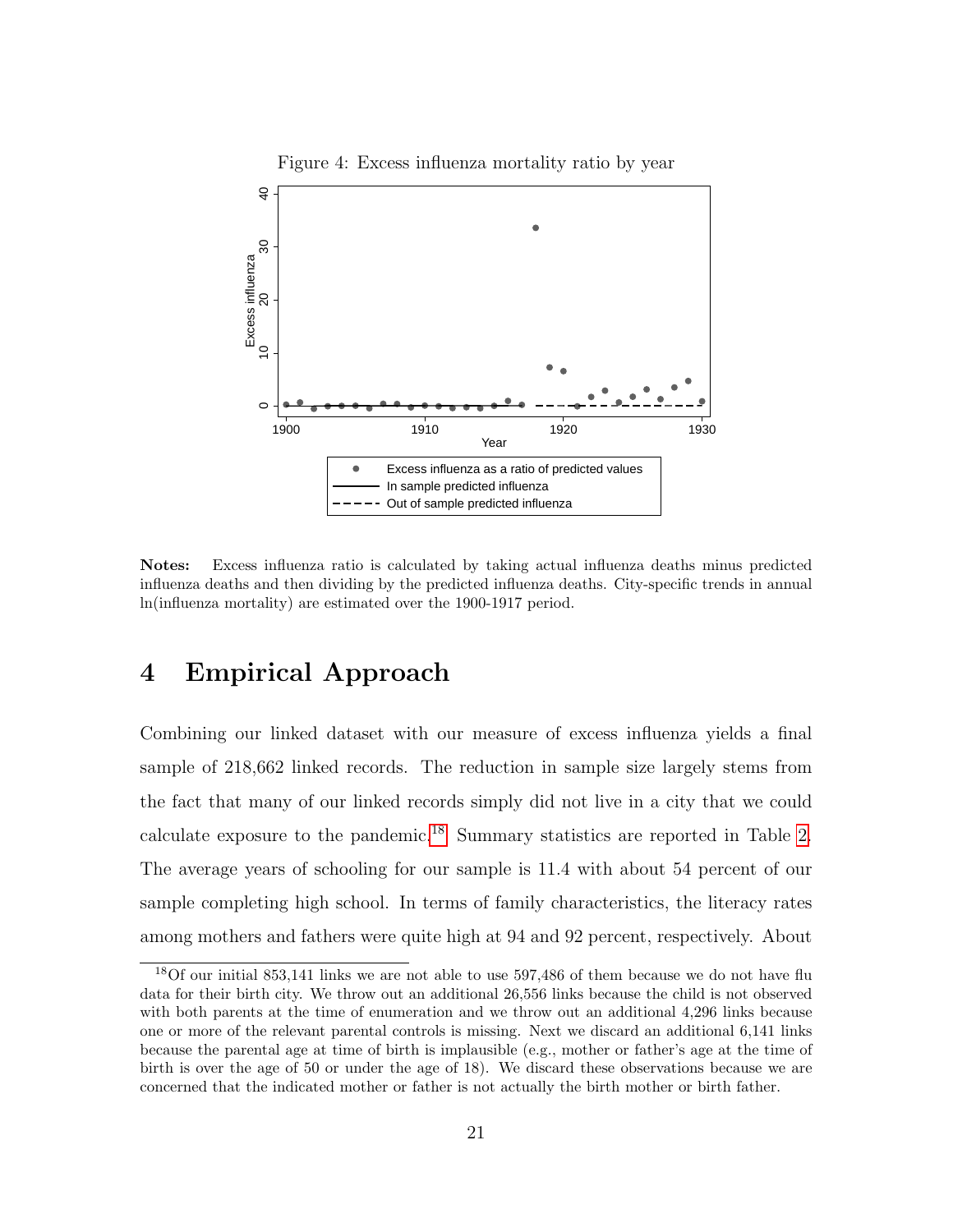Figure 4: Excess influenza mortality ratio by year

Excess influenza

0
10
20
30
40

1900
1910
1920
1930

Year

Excess influenza as a ratio of predicted values

In sample predicted influenza

Out of sample predicted influenza

**Notes:** Excess influenza ratio is calculated by taking actual influenza deaths minus predicted influenza deaths and then dividing by the predicted influenza deaths. City-specific trends in annual ln(influenza mortality) are estimated over the 1900-1917 period.

# 4 Empirical Approach

Combining our linked dataset with our measure of excess influenza yields a final sample of 218,662 linked records. The reduction in sample size largely stems from the fact that many of our linked records simply did not live in a city that we could calculate exposure to the pandemic.[18] Summary statistics are reported in Table 2. The average years of schooling for our sample is 11.4 with about 54 percent of our sample completing high school. In terms of family characteristics, the literacy rates among mothers and fathers were quite high at 94 and 92 percent, respectively. About

[18] Of our initial 853,141 links we are not able to use 597,486 of them because we do not have flu data for their birth city. We throw out an additional 26,556 links because the child is not observed with both parents at the time of enumeration and we throw out an additional 4,296 links because one or more of the relevant parental controls is missing. Next we discard an additional 6,141 links because the parental age at time of birth is implausible (e.g., mother or father's age at the time of birth is over the age of 50 or under the age of 18). We discard these observations because we are concerned that the indicated mother or father is not actually the birth mother or birth father.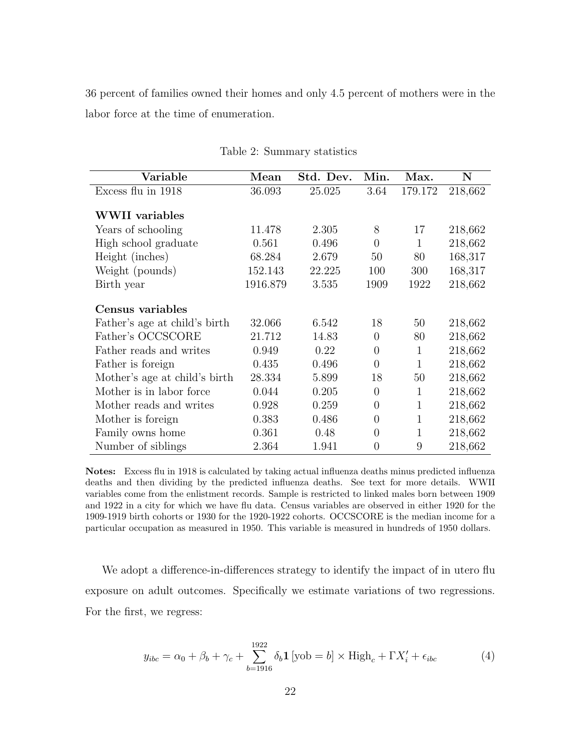36 percent of families owned their homes and only 4.5 percent of mothers were in the labor force at the time of enumeration.

Table 2: Summary statistics

| Variable | Mean | Std. Dev. | Min. | Max. | N |
|---|---|---|---|---|---|
| Excess flu in 1918 | 36.093 | 25.025 | 3.64 | 179.172 | 218,662 |
| **WWII variables** | | | | | |
| Years of schooling | 11.478 | 2.305 | 8 | 17 | 218,662 |
| High school graduate | 0.561 | 0.496 | 0 | 1 | 218,662 |
| Height (inches) | 68.284 | 2.679 | 50 | 80 | 168,317 |
| Weight (pounds) | 152.143 | 22.225 | 100 | 300 | 168,317 |
| Birth year | 1916.879 | 3.535 | 1909 | 1922 | 218,662 |
| **Census variables** | | | | | |
| Father's age at child's birth | 32.066 | 6.542 | 18 | 50 | 218,662 |
| Father's OCCSCORE | 21.712 | 14.83 | 0 | 80 | 218,662 |
| Father reads and writes | 0.949 | 0.22 | 0 | 1 | 218,662 |
| Father is foreign | 0.435 | 0.496 | 0 | 1 | 218,662 |
| Mother's age at child's birth | 28.334 | 5.899 | 18 | 50 | 218,662 |
| Mother is in labor force | 0.044 | 0.205 | 0 | 1 | 218,662 |
| Mother reads and writes | 0.928 | 0.259 | 0 | 1 | 218,662 |
| Mother is foreign | 0.383 | 0.486 | 0 | 1 | 218,662 |
| Family owns home | 0.361 | 0.48 | 0 | 1 | 218,662 |
| Number of siblings | 2.364 | 1.941 | 0 | 9 | 218,662 |

**Notes:** Excess flu in 1918 is calculated by taking actual influenza deaths minus predicted influenza deaths and then dividing by the predicted influenza deaths. See text for more details. WWII variables come from the enlistment records. Sample is restricted to linked males born between 1909 and 1922 in a city for which we have flu data. Census variables are observed in either 1920 for the 1909-1919 birth cohorts or 1930 for the 1920-1922 cohorts. OCCSCORE is the median income for a particular occupation as measured in 1950. This variable is measured in hundreds of 1950 dollars.

We adopt a difference-in-differences strategy to identify the impact of in utero flu exposure on adult outcomes. Specifically we estimate variations of two regressions. For the first, we regress:

$$y_{ibc} = \alpha_0 + \beta_b + \gamma_c + \sum_{b=1916}^{1922} \delta_b \mathbf{1}\left[\text{yob} = b\right] \times \text{High}_c + \Gamma X_i' + \epsilon_{ibc} \tag{4}$$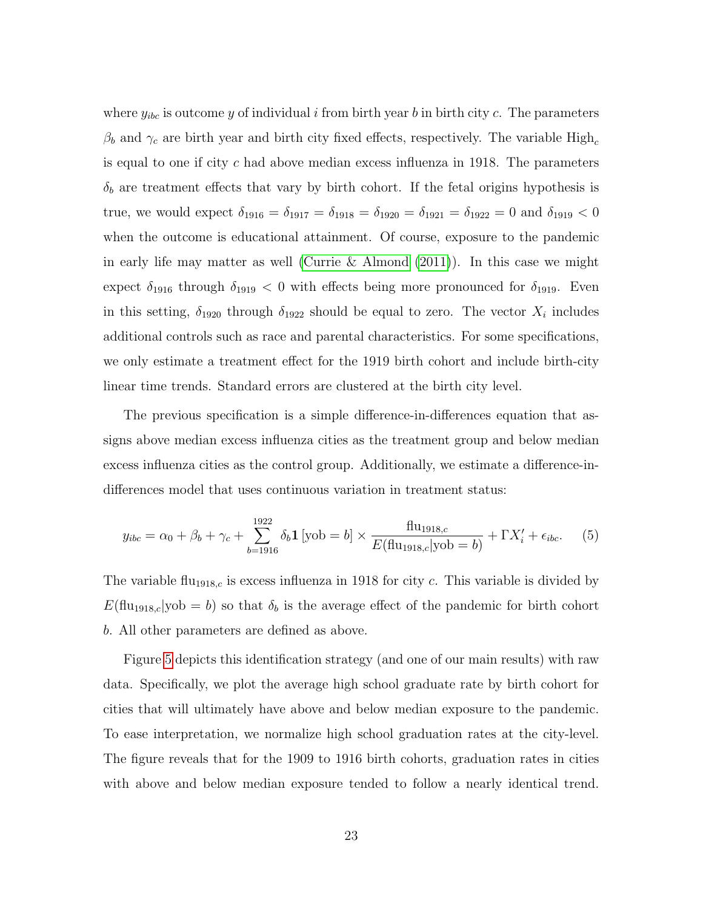where $y_{ibc}$ is outcome $y$ of individual $i$ from birth year $b$ in birth city $c$. The parameters $\beta_b$ and $\gamma_c$ are birth year and birth city fixed effects, respectively. The variable $\text{High}_c$ is equal to one if city $c$ had above median excess influenza in 1918. The parameters $\delta_b$ are treatment effects that vary by birth cohort. If the fetal origins hypothesis is true, we would expect $\delta_{1916} = \delta_{1917} = \delta_{1918} = \delta_{1920} = \delta_{1921} = \delta_{1922} = 0$ and $\delta_{1919} < 0$ when the outcome is educational attainment. Of course, exposure to the pandemic in early life may matter as well (Currie & Almond (2011)). In this case we might expect $\delta_{1916}$ through $\delta_{1919} < 0$ with effects being more pronounced for $\delta_{1919}$. Even in this setting, $\delta_{1920}$ through $\delta_{1922}$ should be equal to zero. The vector $X_i$ includes additional controls such as race and parental characteristics. For some specifications, we only estimate a treatment effect for the 1919 birth cohort and include birth-city linear time trends. Standard errors are clustered at the birth city level.

The previous specification is a simple difference-in-differences equation that assigns above median excess influenza cities as the treatment group and below median excess influenza cities as the control group. Additionally, we estimate a difference-in-differences model that uses continuous variation in treatment status:

$$y_{ibc} = \alpha_0 + \beta_b + \gamma_c + \sum_{b=1916}^{1922} \delta_b \mathbf{1}\left[\text{yob} = b\right] \times \frac{\text{flu}_{1918,c}}{E(\text{flu}_{1918,c}|\text{yob} = b)} + \Gamma X_i' + \epsilon_{ibc}. \quad (5)$$

The variable $\text{flu}_{1918,c}$ is excess influenza in 1918 for city $c$. This variable is divided by $E(\text{flu}_{1918,c}|\text{yob} = b)$ so that $\delta_b$ is the average effect of the pandemic for birth cohort $b$. All other parameters are defined as above.

Figure 5 depicts this identification strategy (and one of our main results) with raw data. Specifically, we plot the average high school graduate rate by birth cohort for cities that will ultimately have above and below median exposure to the pandemic. To ease interpretation, we normalize high school graduation rates at the city-level. The figure reveals that for the 1909 to 1916 birth cohorts, graduation rates in cities with above and below median exposure tended to follow a nearly identical trend.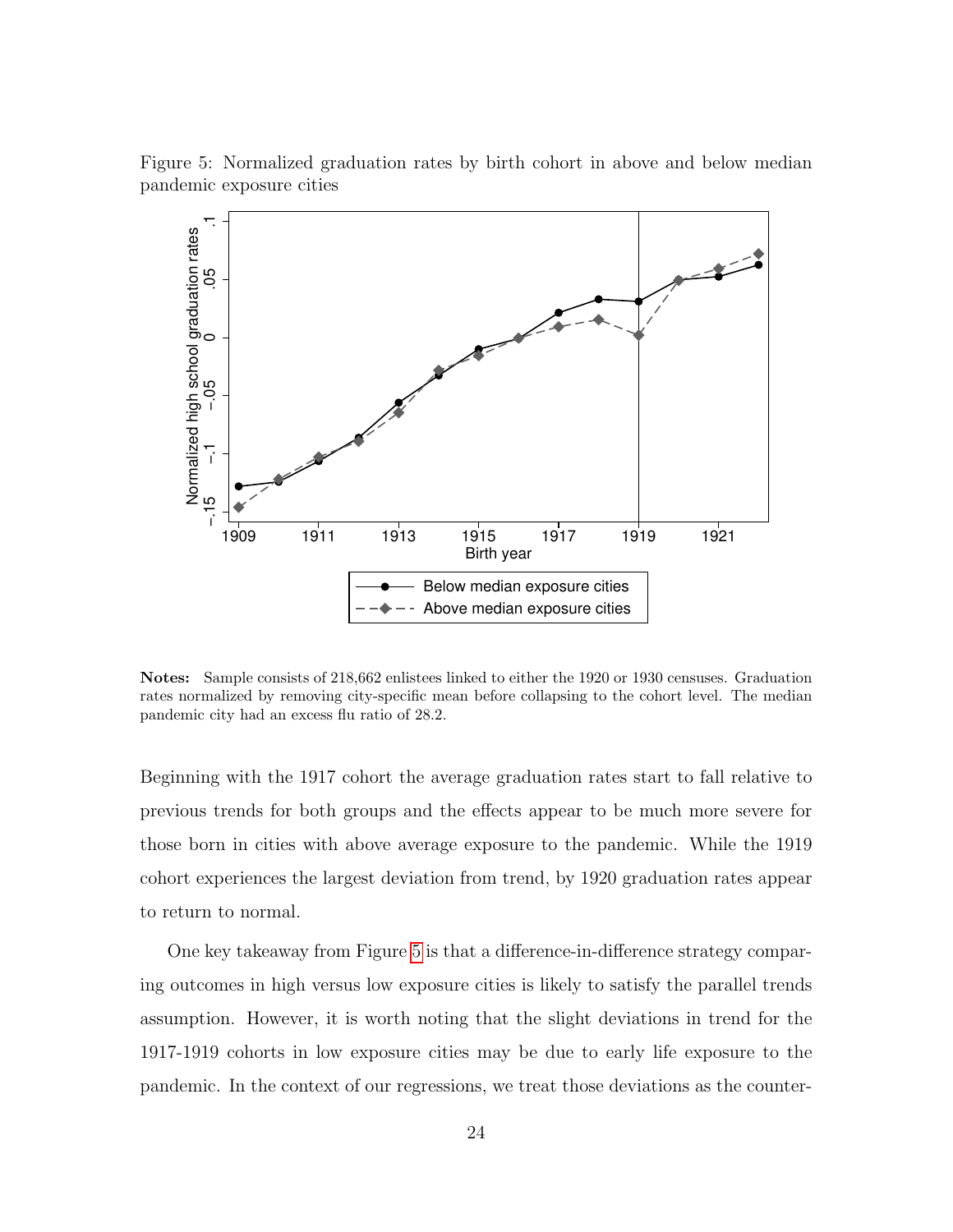Figure 5: Normalized graduation rates by birth cohort in above and below median pandemic exposure cities

Normalized high school graduation rates

−.15
−.1
−.05
0
.05
.1

1909
1911
1913
1915
1917
1919
1921

Birth year

Below median exposure cities
Above median exposure cities

**Notes:** Sample consists of 218,662 enlistees linked to either the 1920 or 1930 censuses. Graduation rates normalized by removing city-specific mean before collapsing to the cohort level. The median pandemic city had an excess flu ratio of 28.2.

Beginning with the 1917 cohort the average graduation rates start to fall relative to previous trends for both groups and the effects appear to be much more severe for those born in cities with above average exposure to the pandemic. While the 1919 cohort experiences the largest deviation from trend, by 1920 graduation rates appear to return to normal.

One key takeaway from Figure 5 is that a difference-in-difference strategy comparing outcomes in high versus low exposure cities is likely to satisfy the parallel trends assumption. However, it is worth noting that the slight deviations in trend for the 1917-1919 cohorts in low exposure cities may be due to early life exposure to the pandemic. In the context of our regressions, we treat those deviations as the counter-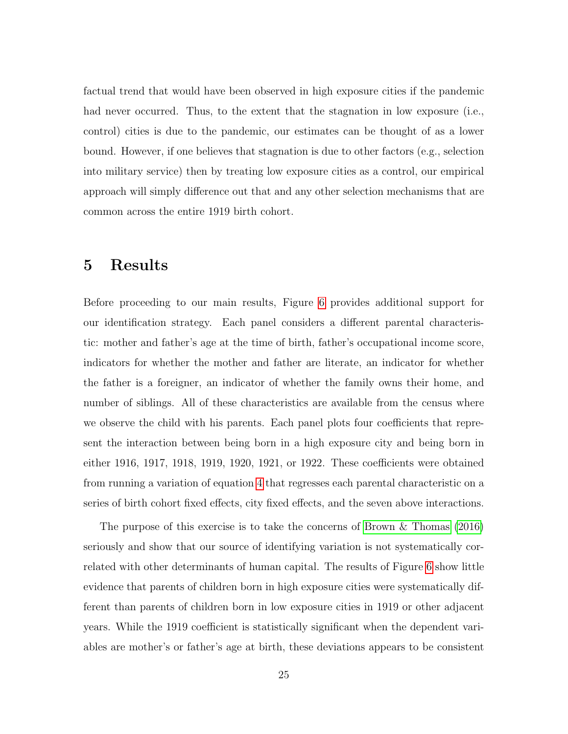factual trend that would have been observed in high exposure cities if the pandemic had never occurred. Thus, to the extent that the stagnation in low exposure (i.e., control) cities is due to the pandemic, our estimates can be thought of as a lower bound. However, if one believes that stagnation is due to other factors (e.g., selection into military service) then by treating low exposure cities as a control, our empirical approach will simply difference out that and any other selection mechanisms that are common across the entire 1919 birth cohort.

# 5 Results

Before proceeding to our main results, Figure 6 provides additional support for our identification strategy. Each panel considers a different parental characteristic: mother and father's age at the time of birth, father's occupational income score, indicators for whether the mother and father are literate, an indicator for whether the father is a foreigner, an indicator of whether the family owns their home, and number of siblings. All of these characteristics are available from the census where we observe the child with his parents. Each panel plots four coefficients that represent the interaction between being born in a high exposure city and being born in either 1916, 1917, 1918, 1919, 1920, 1921, or 1922. These coefficients were obtained from running a variation of equation 4 that regresses each parental characteristic on a series of birth cohort fixed effects, city fixed effects, and the seven above interactions.

The purpose of this exercise is to take the concerns of Brown & Thomas (2016) seriously and show that our source of identifying variation is not systematically correlated with other determinants of human capital. The results of Figure 6 show little evidence that parents of children born in high exposure cities were systematically different than parents of children born in low exposure cities in 1919 or other adjacent years. While the 1919 coefficient is statistically significant when the dependent variables are mother's or father's age at birth, these deviations appears to be consistent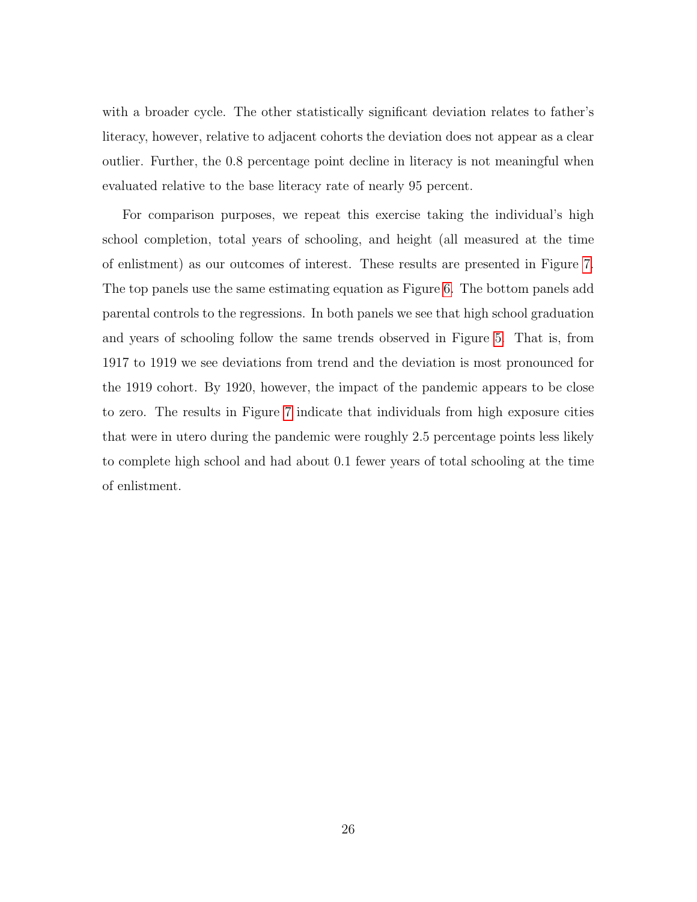with a broader cycle. The other statistically significant deviation relates to father's literacy, however, relative to adjacent cohorts the deviation does not appear as a clear outlier. Further, the 0.8 percentage point decline in literacy is not meaningful when evaluated relative to the base literacy rate of nearly 95 percent.

For comparison purposes, we repeat this exercise taking the individual's high school completion, total years of schooling, and height (all measured at the time of enlistment) as our outcomes of interest. These results are presented in Figure 7. The top panels use the same estimating equation as Figure 6. The bottom panels add parental controls to the regressions. In both panels we see that high school graduation and years of schooling follow the same trends observed in Figure 5. That is, from 1917 to 1919 we see deviations from trend and the deviation is most pronounced for the 1919 cohort. By 1920, however, the impact of the pandemic appears to be close to zero. The results in Figure 7 indicate that individuals from high exposure cities that were in utero during the pandemic were roughly 2.5 percentage points less likely to complete high school and had about 0.1 fewer years of total schooling at the time of enlistment.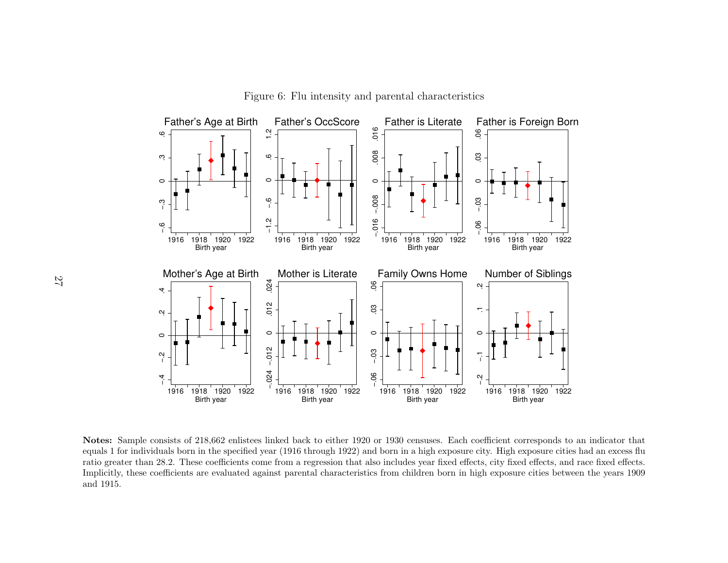Figure 6: Flu intensity and parental characteristics

Father's Age at Birth

.6
.3
0
−.3
−.6
1916 1918 1920 1922
Birth year

Father's OccScore

1.2
.6
0
−.6
−1.2
1916 1918 1920 1922
Birth year

Father is Literate

.016
.008
0
−.008
−.016
1916 1918 1920 1922
Birth year

Father is Foreign Born

.06
.03
0
−.03
−.06
1916 1918 1920 1922
Birth year

Mother's Age at Birth

.4
.2
0
−.2
−.4
1916 1918 1920 1922
Birth year

Mother is Literate

.024
.012
0
−.012
−.024
1916 1918 1920 1922
Birth year

Family Owns Home

.06
.03
0
−.03
−.06
1916 1918 1920 1922
Birth year

Number of Siblings

.2
.1
0
−.1
−.2
1916 1918 1920 1922
Birth year

**Notes:** Sample consists of 218,662 enlistees linked back to either 1920 or 1930 censuses. Each coefficient corresponds to an indicator that equals 1 for individuals born in the specified year (1916 through 1922) and born in a high exposure city. High exposure cities had an excess flu ratio greater than 28.2. These coefficients come from a regression that also includes year fixed effects, city fixed effects, and race fixed effects. Implicitly, these coefficients are evaluated against parental characteristics from children born in high exposure cities between the years 1909 and 1915.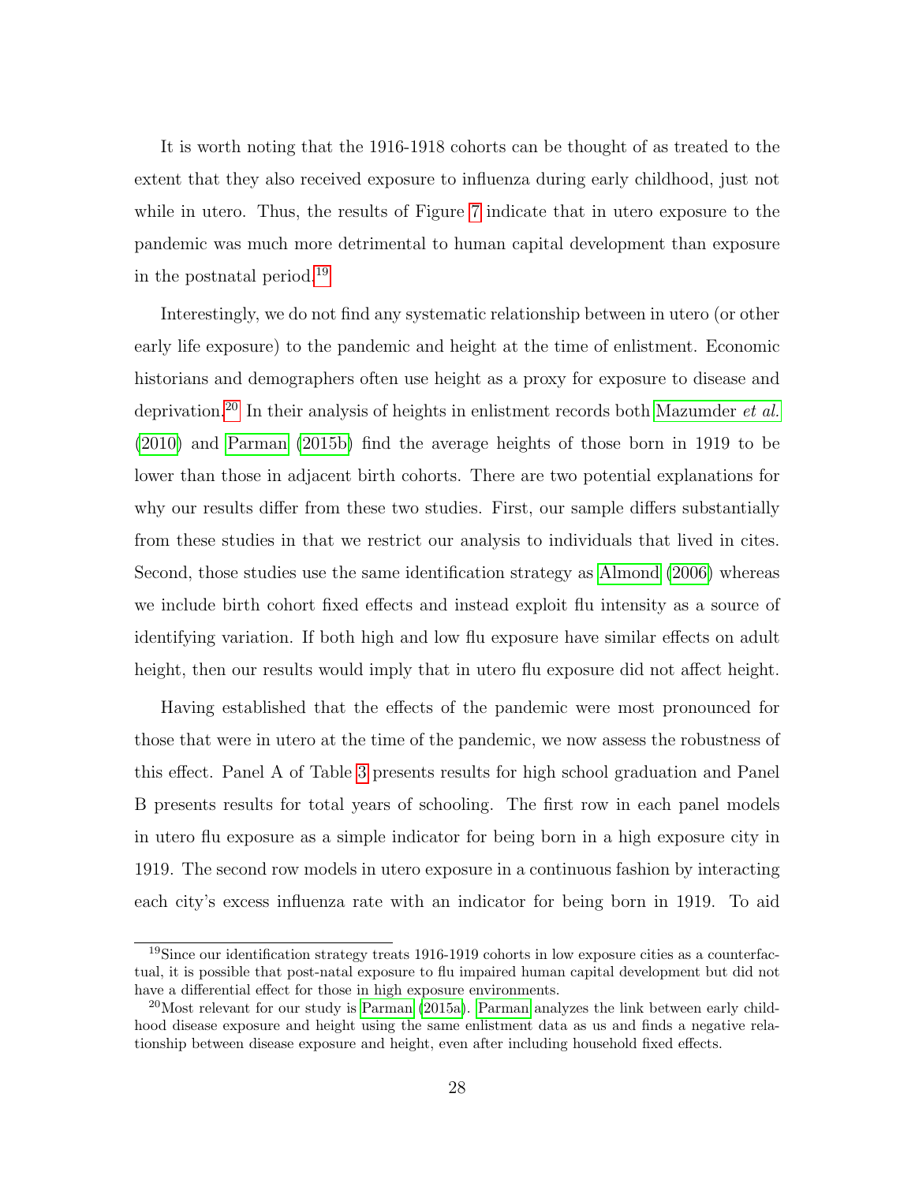It is worth noting that the 1916-1918 cohorts can be thought of as treated to the extent that they also received exposure to influenza during early childhood, just not while in utero. Thus, the results of Figure 7 indicate that in utero exposure to the pandemic was much more detrimental to human capital development than exposure in the postnatal period.[19]

Interestingly, we do not find any systematic relationship between in utero (or other early life exposure) to the pandemic and height at the time of enlistment. Economic historians and demographers often use height as a proxy for exposure to disease and deprivation.[20] In their analysis of heights in enlistment records both Mazumder *et al.* (2010) and Parman (2015b) find the average heights of those born in 1919 to be lower than those in adjacent birth cohorts. There are two potential explanations for why our results differ from these two studies. First, our sample differs substantially from these studies in that we restrict our analysis to individuals that lived in cites. Second, those studies use the same identification strategy as Almond (2006) whereas we include birth cohort fixed effects and instead exploit flu intensity as a source of identifying variation. If both high and low flu exposure have similar effects on adult height, then our results would imply that in utero flu exposure did not affect height.

Having established that the effects of the pandemic were most pronounced for those that were in utero at the time of the pandemic, we now assess the robustness of this effect. Panel A of Table 3 presents results for high school graduation and Panel B presents results for total years of schooling. The first row in each panel models in utero flu exposure as a simple indicator for being born in a high exposure city in 1919. The second row models in utero exposure in a continuous fashion by interacting each city's excess influenza rate with an indicator for being born in 1919. To aid

[19] Since our identification strategy treats 1916-1919 cohorts in low exposure cities as a counterfactual, it is possible that post-natal exposure to flu impaired human capital development but did not have a differential effect for those in high exposure environments.

[20] Most relevant for our study is Parman (2015a). Parman analyzes the link between early childhood disease exposure and height using the same enlistment data as us and finds a negative relationship between disease exposure and height, even after including household fixed effects.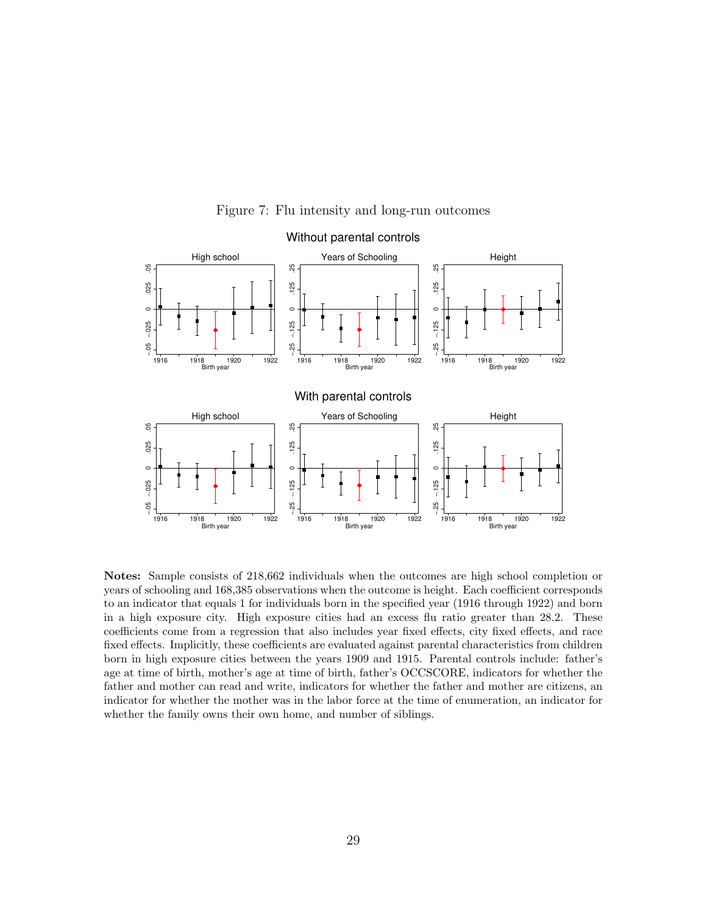Figure 7: Flu intensity and long-run outcomes

Without parental controls

High school

.05
.025
0
-.025
-.05

1916 1918 1920 1922
Birth year

Years of Schooling

.25
.125
0
-.125
-.25

1916 1918 1920 1922
Birth year

Height

.25
.125
0
-.125
-.25

1916 1918 1920 1922
Birth year

With parental controls

High school

.05
.025
0
-.025
-.05

1916 1918 1920 1922
Birth year

Years of Schooling

.25
.125
0
-.125
-.25

1916 1918 1920 1922
Birth year

Height

.25
.125
0
-.125
-.25

1916 1918 1920 1922
Birth year

**Notes:** Sample consists of 218,662 individuals when the outcomes are high school completion or years of schooling and 168,385 observations when the outcome is height. Each coefficient corresponds to an indicator that equals 1 for individuals born in the specified year (1916 through 1922) and born in a high exposure city. High exposure cities had an excess flu ratio greater than 28.2. These coefficients come from a regression that also includes year fixed effects, city fixed effects, and race fixed effects. Implicitly, these coefficients are evaluated against parental characteristics from children born in high exposure cities between the years 1909 and 1915. Parental controls include: father's age at time of birth, mother's age at time of birth, father's OCCSCORE, indicators for whether the father and mother can read and write, indicators for whether the father and mother are citizens, an indicator for whether the mother was in the labor force at the time of enumeration, an indicator for whether the family owns their own home, and number of siblings.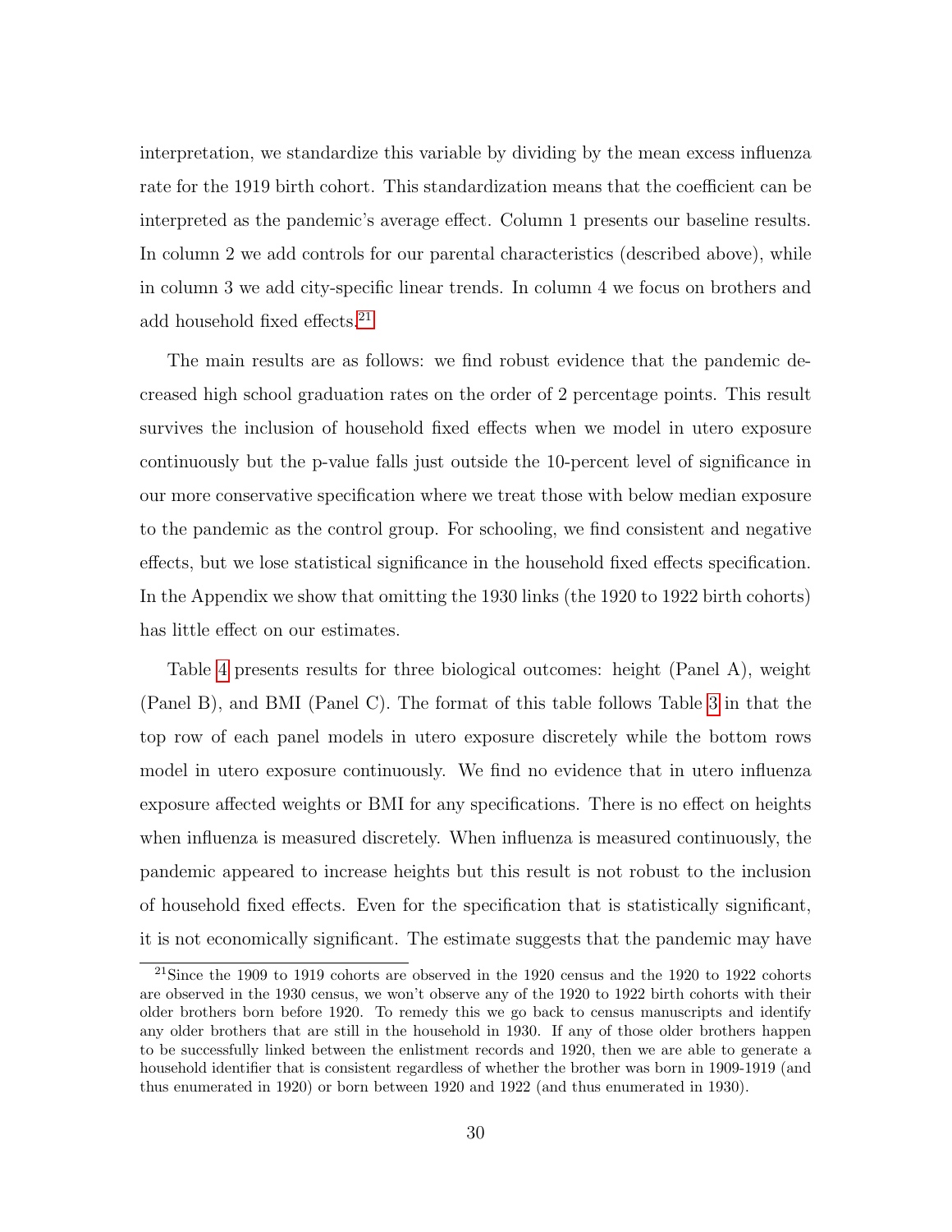interpretation, we standardize this variable by dividing by the mean excess influenza rate for the 1919 birth cohort. This standardization means that the coefficient can be interpreted as the pandemic's average effect. Column 1 presents our baseline results. In column 2 we add controls for our parental characteristics (described above), while in column 3 we add city-specific linear trends. In column 4 we focus on brothers and add household fixed effects.[21]

The main results are as follows: we find robust evidence that the pandemic decreased high school graduation rates on the order of 2 percentage points. This result survives the inclusion of household fixed effects when we model in utero exposure continuously but the p-value falls just outside the 10-percent level of significance in our more conservative specification where we treat those with below median exposure to the pandemic as the control group. For schooling, we find consistent and negative effects, but we lose statistical significance in the household fixed effects specification. In the Appendix we show that omitting the 1930 links (the 1920 to 1922 birth cohorts) has little effect on our estimates.

Table 4 presents results for three biological outcomes: height (Panel A), weight (Panel B), and BMI (Panel C). The format of this table follows Table 3 in that the top row of each panel models in utero exposure discretely while the bottom rows model in utero exposure continuously. We find no evidence that in utero influenza exposure affected weights or BMI for any specifications. There is no effect on heights when influenza is measured discretely. When influenza is measured continuously, the pandemic appeared to increase heights but this result is not robust to the inclusion of household fixed effects. Even for the specification that is statistically significant, it is not economically significant. The estimate suggests that the pandemic may have

[21] Since the 1909 to 1919 cohorts are observed in the 1920 census and the 1920 to 1922 cohorts are observed in the 1930 census, we won't observe any of the 1920 to 1922 birth cohorts with their older brothers born before 1920. To remedy this we go back to census manuscripts and identify any older brothers that are still in the household in 1930. If any of those older brothers happen to be successfully linked between the enlistment records and 1920, then we are able to generate a household identifier that is consistent regardless of whether the brother was born in 1909-1919 (and thus enumerated in 1920) or born between 1920 and 1922 (and thus enumerated in 1930).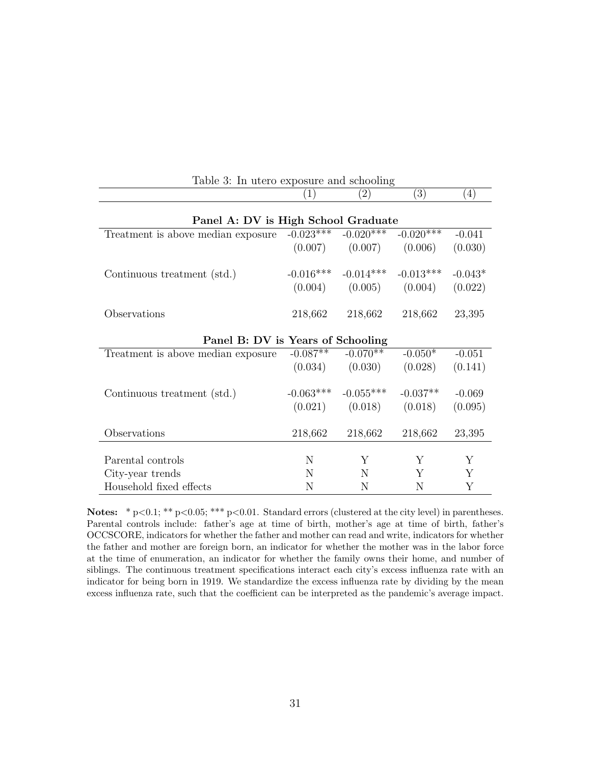Table 3: In utero exposure and schooling

| | (1) | (2) | (3) | (4) |
|---|---|---|---|---|
| **Panel A: DV is High School Graduate** | | | | |
| Treatment is above median exposure | -0.023*** | -0.020*** | -0.020*** | -0.041 |
| | (0.007) | (0.007) | (0.006) | (0.030) |
| Continuous treatment (std.) | -0.016*** | -0.014*** | -0.013*** | -0.043* |
| | (0.004) | (0.005) | (0.004) | (0.022) |
| Observations | 218,662 | 218,662 | 218,662 | 23,395 |
| **Panel B: DV is Years of Schooling** | | | | |
| Treatment is above median exposure | -0.087** | -0.070** | -0.050* | -0.051 |
| | (0.034) | (0.030) | (0.028) | (0.141) |
| Continuous treatment (std.) | -0.063*** | -0.055*** | -0.037** | -0.069 |
| | (0.021) | (0.018) | (0.018) | (0.095) |
| Observations | 218,662 | 218,662 | 218,662 | 23,395 |
| Parental controls | N | Y | Y | Y |
| City-year trends | N | N | Y | Y |
| Household fixed effects | N | N | N | Y |

**Notes:** * p<0.1; ** p<0.05; *** p<0.01. Standard errors (clustered at the city level) in parentheses. Parental controls include: father's age at time of birth, mother's age at time of birth, father's OCCSCORE, indicators for whether the father and mother can read and write, indicators for whether the father and mother are foreign born, an indicator for whether the mother was in the labor force at the time of enumeration, an indicator for whether the family owns their home, and number of siblings. The continuous treatment specifications interact each city's excess influenza rate with an indicator for being born in 1919. We standardize the excess influenza rate by dividing by the mean excess influenza rate, such that the coefficient can be interpreted as the pandemic's average impact.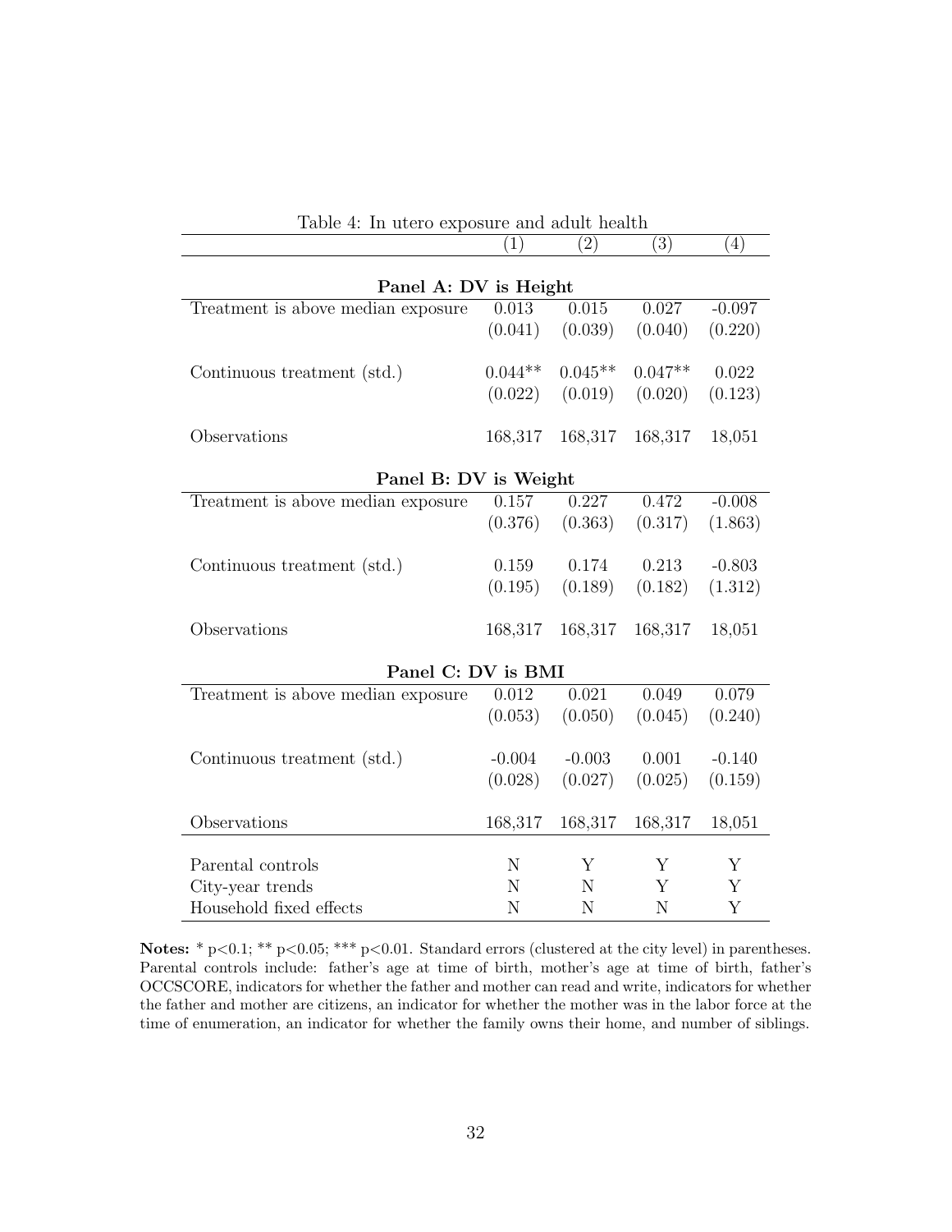Table 4: In utero exposure and adult health

| | (1) | (2) | (3) | (4) |
|---|---|---|---|---|
| **Panel A: DV is Height** | | | | |
| Treatment is above median exposure | 0.013 | 0.015 | 0.027 | -0.097 |
| | (0.041) | (0.039) | (0.040) | (0.220) |
| Continuous treatment (std.) | 0.044** | 0.045** | 0.047** | 0.022 |
| | (0.022) | (0.019) | (0.020) | (0.123) |
| Observations | 168,317 | 168,317 | 168,317 | 18,051 |
| **Panel B: DV is Weight** | | | | |
| Treatment is above median exposure | 0.157 | 0.227 | 0.472 | -0.008 |
| | (0.376) | (0.363) | (0.317) | (1.863) |
| Continuous treatment (std.) | 0.159 | 0.174 | 0.213 | -0.803 |
| | (0.195) | (0.189) | (0.182) | (1.312) |
| Observations | 168,317 | 168,317 | 168,317 | 18,051 |
| **Panel C: DV is BMI** | | | | |
| Treatment is above median exposure | 0.012 | 0.021 | 0.049 | 0.079 |
| | (0.053) | (0.050) | (0.045) | (0.240) |
| Continuous treatment (std.) | -0.004 | -0.003 | 0.001 | -0.140 |
| | (0.028) | (0.027) | (0.025) | (0.159) |
| Observations | 168,317 | 168,317 | 168,317 | 18,051 |
| Parental controls | N | Y | Y | Y |
| City-year trends | N | N | Y | Y |
| Household fixed effects | N | N | N | Y |

**Notes:** * p<0.1; ** p<0.05; *** p<0.01. Standard errors (clustered at the city level) in parentheses. Parental controls include: father's age at time of birth, mother's age at time of birth, father's OCCSCORE, indicators for whether the father and mother can read and write, indicators for whether the father and mother are citizens, an indicator for whether the mother was in the labor force at the time of enumeration, an indicator for whether the family owns their home, and number of siblings.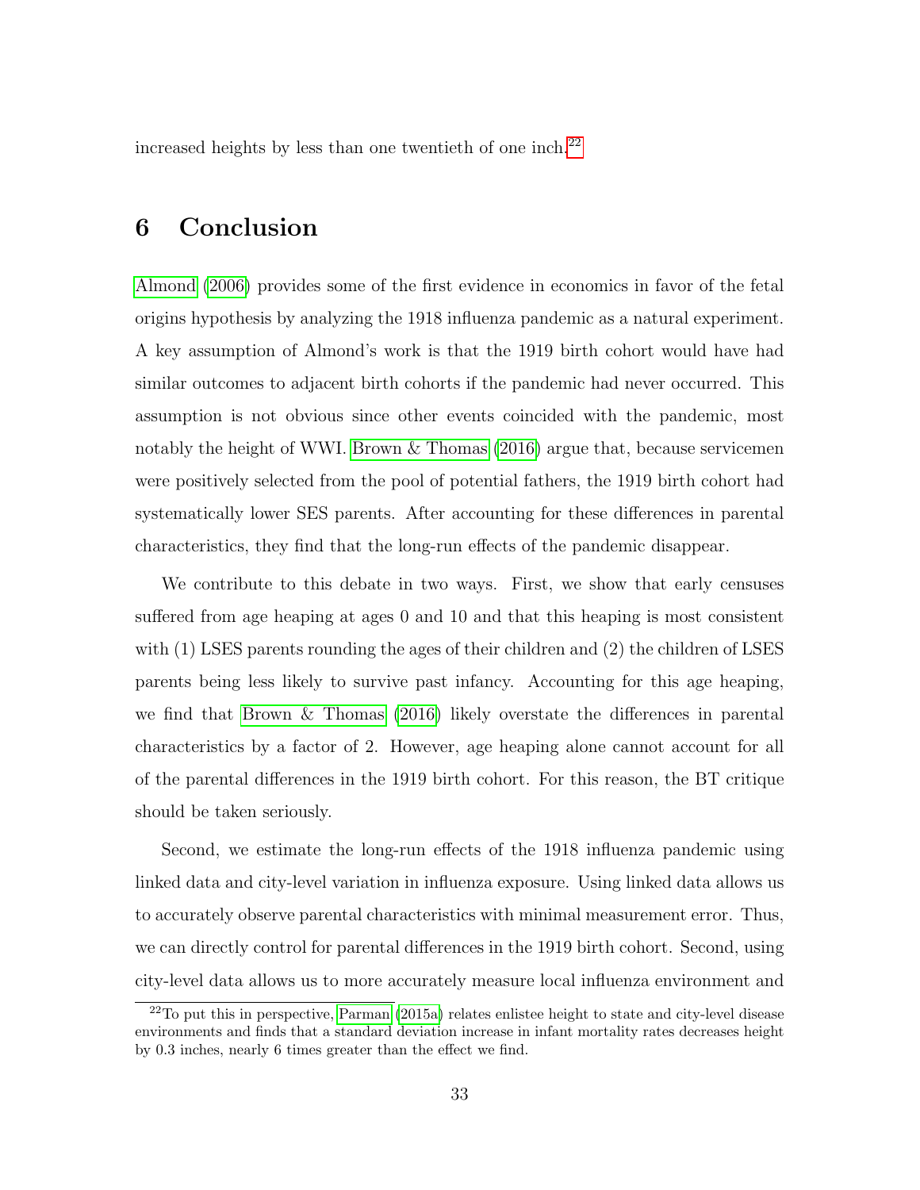increased heights by less than one twentieth of one inch.[22]

# 6 Conclusion

Almond (2006) provides some of the first evidence in economics in favor of the fetal origins hypothesis by analyzing the 1918 influenza pandemic as a natural experiment. A key assumption of Almond's work is that the 1919 birth cohort would have had similar outcomes to adjacent birth cohorts if the pandemic had never occurred. This assumption is not obvious since other events coincided with the pandemic, most notably the height of WWI. Brown & Thomas (2016) argue that, because servicemen were positively selected from the pool of potential fathers, the 1919 birth cohort had systematically lower SES parents. After accounting for these differences in parental characteristics, they find that the long-run effects of the pandemic disappear.

We contribute to this debate in two ways. First, we show that early censuses suffered from age heaping at ages 0 and 10 and that this heaping is most consistent with (1) LSES parents rounding the ages of their children and (2) the children of LSES parents being less likely to survive past infancy. Accounting for this age heaping, we find that Brown & Thomas (2016) likely overstate the differences in parental characteristics by a factor of 2. However, age heaping alone cannot account for all of the parental differences in the 1919 birth cohort. For this reason, the BT critique should be taken seriously.

Second, we estimate the long-run effects of the 1918 influenza pandemic using linked data and city-level variation in influenza exposure. Using linked data allows us to accurately observe parental characteristics with minimal measurement error. Thus, we can directly control for parental differences in the 1919 birth cohort. Second, using city-level data allows us to more accurately measure local influenza environment and

[22] To put this in perspective, Parman (2015a) relates enlistee height to state and city-level disease environments and finds that a standard deviation increase in infant mortality rates decreases height by 0.3 inches, nearly 6 times greater than the effect we find.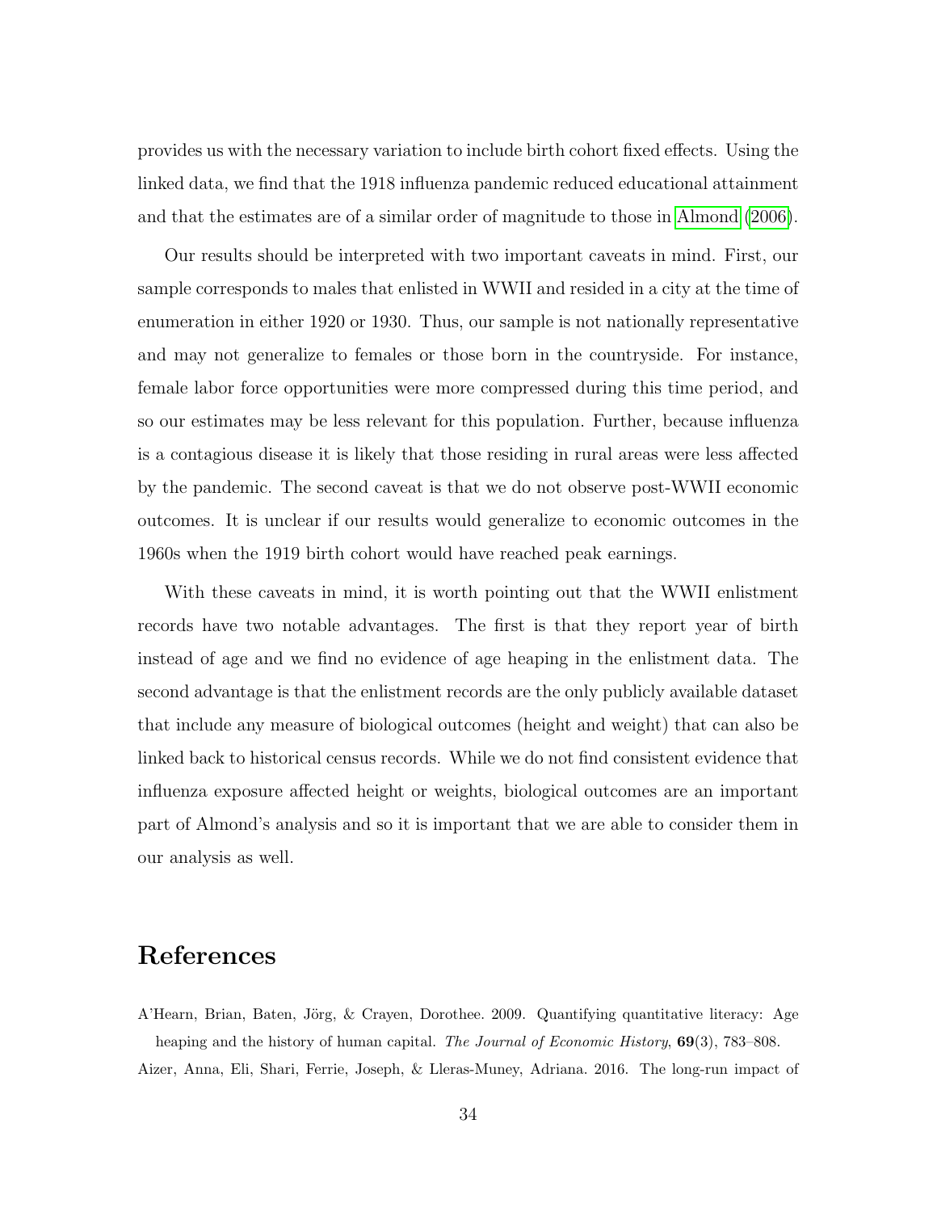provides us with the necessary variation to include birth cohort fixed effects. Using the linked data, we find that the 1918 influenza pandemic reduced educational attainment and that the estimates are of a similar order of magnitude to those in Almond (2006).

Our results should be interpreted with two important caveats in mind. First, our sample corresponds to males that enlisted in WWII and resided in a city at the time of enumeration in either 1920 or 1930. Thus, our sample is not nationally representative and may not generalize to females or those born in the countryside. For instance, female labor force opportunities were more compressed during this time period, and so our estimates may be less relevant for this population. Further, because influenza is a contagious disease it is likely that those residing in rural areas were less affected by the pandemic. The second caveat is that we do not observe post-WWII economic outcomes. It is unclear if our results would generalize to economic outcomes in the 1960s when the 1919 birth cohort would have reached peak earnings.

With these caveats in mind, it is worth pointing out that the WWII enlistment records have two notable advantages. The first is that they report year of birth instead of age and we find no evidence of age heaping in the enlistment data. The second advantage is that the enlistment records are the only publicly available dataset that include any measure of biological outcomes (height and weight) that can also be linked back to historical census records. While we do not find consistent evidence that influenza exposure affected height or weights, biological outcomes are an important part of Almond's analysis and so it is important that we are able to consider them in our analysis as well.

# References

A'Hearn, Brian, Baten, Jörg, & Crayen, Dorothee. 2009. Quantifying quantitative literacy: Age heaping and the history of human capital. *The Journal of Economic History*, **69**(3), 783–808.

Aizer, Anna, Eli, Shari, Ferrie, Joseph, & Lleras-Muney, Adriana. 2016. The long-run impact of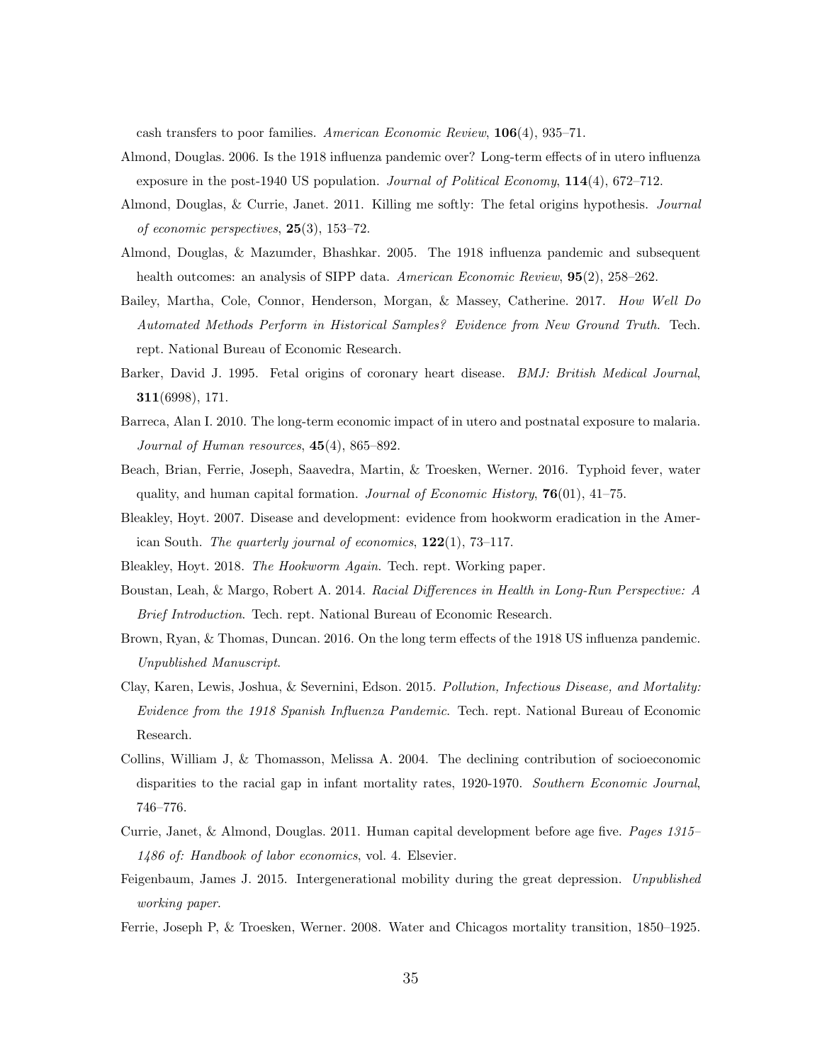cash transfers to poor families. *American Economic Review*, **106**(4), 935–71.

Almond, Douglas. 2006. Is the 1918 influenza pandemic over? Long-term effects of in utero influenza exposure in the post-1940 US population. *Journal of Political Economy*, **114**(4), 672–712.

Almond, Douglas, & Currie, Janet. 2011. Killing me softly: The fetal origins hypothesis. *Journal of economic perspectives*, **25**(3), 153–72.

Almond, Douglas, & Mazumder, Bhashkar. 2005. The 1918 influenza pandemic and subsequent health outcomes: an analysis of SIPP data. *American Economic Review*, **95**(2), 258–262.

Bailey, Martha, Cole, Connor, Henderson, Morgan, & Massey, Catherine. 2017. *How Well Do Automated Methods Perform in Historical Samples? Evidence from New Ground Truth*. Tech. rept. National Bureau of Economic Research.

Barker, David J. 1995. Fetal origins of coronary heart disease. *BMJ: British Medical Journal*, **311**(6998), 171.

Barreca, Alan I. 2010. The long-term economic impact of in utero and postnatal exposure to malaria. *Journal of Human resources*, **45**(4), 865–892.

Beach, Brian, Ferrie, Joseph, Saavedra, Martin, & Troesken, Werner. 2016. Typhoid fever, water quality, and human capital formation. *Journal of Economic History*, **76**(01), 41–75.

Bleakley, Hoyt. 2007. Disease and development: evidence from hookworm eradication in the American South. *The quarterly journal of economics*, **122**(1), 73–117.

Bleakley, Hoyt. 2018. *The Hookworm Again*. Tech. rept. Working paper.

Boustan, Leah, & Margo, Robert A. 2014. *Racial Differences in Health in Long-Run Perspective: A Brief Introduction*. Tech. rept. National Bureau of Economic Research.

Brown, Ryan, & Thomas, Duncan. 2016. On the long term effects of the 1918 US influenza pandemic. *Unpublished Manuscript*.

Clay, Karen, Lewis, Joshua, & Severnini, Edson. 2015. *Pollution, Infectious Disease, and Mortality: Evidence from the 1918 Spanish Influenza Pandemic*. Tech. rept. National Bureau of Economic Research.

Collins, William J, & Thomasson, Melissa A. 2004. The declining contribution of socioeconomic disparities to the racial gap in infant mortality rates, 1920-1970. *Southern Economic Journal*, 746–776.

Currie, Janet, & Almond, Douglas. 2011. Human capital development before age five. *Pages 1315–1486 of: Handbook of labor economics*, vol. 4. Elsevier.

Feigenbaum, James J. 2015. Intergenerational mobility during the great depression. *Unpublished working paper*.

Ferrie, Joseph P, & Troesken, Werner. 2008. Water and Chicagos mortality transition, 1850–1925.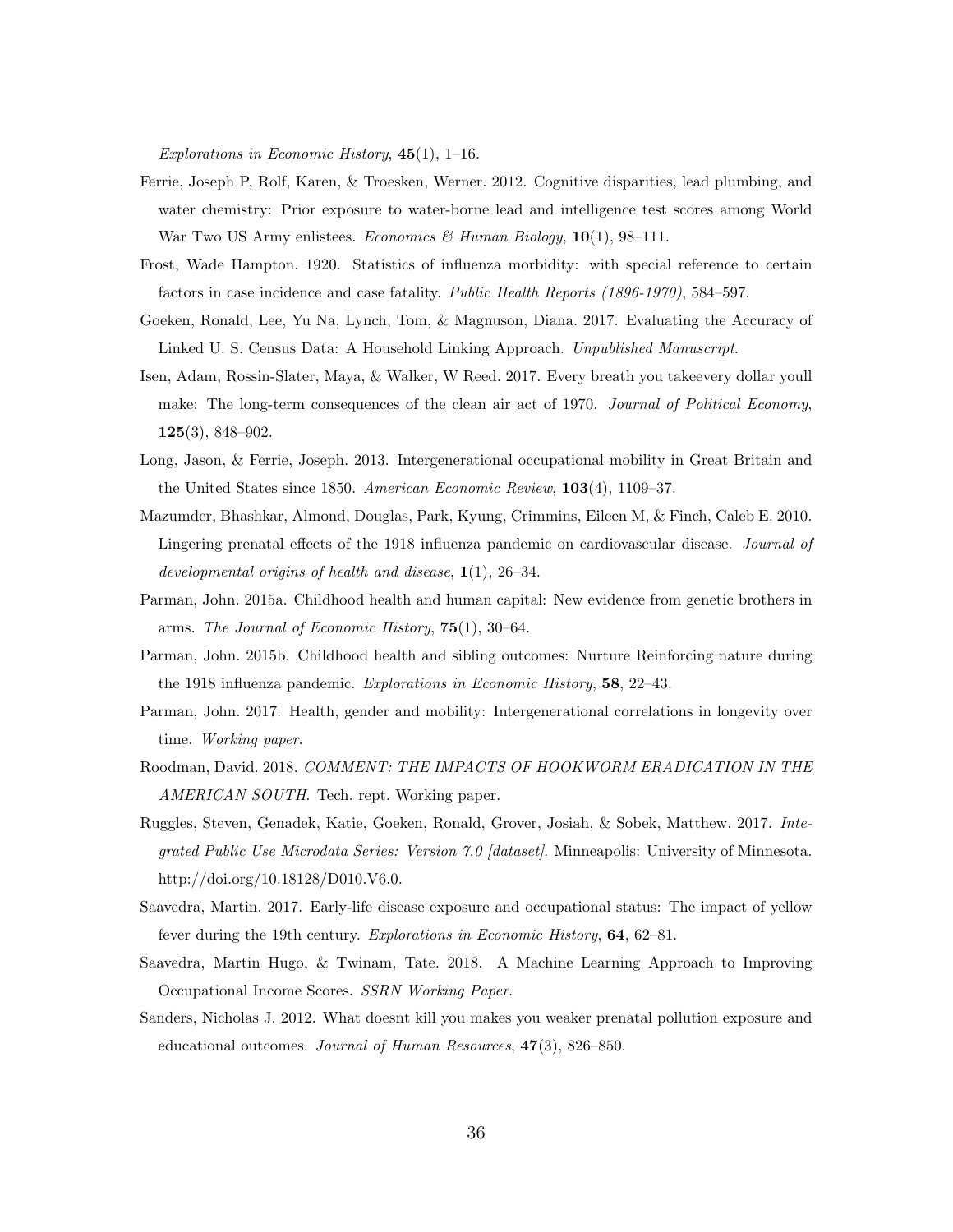*Explorations in Economic History*, **45**(1), 1–16.

Ferrie, Joseph P, Rolf, Karen, & Troesken, Werner. 2012. Cognitive disparities, lead plumbing, and water chemistry: Prior exposure to water-borne lead and intelligence test scores among World War Two US Army enlistees. *Economics & Human Biology*, **10**(1), 98–111.

Frost, Wade Hampton. 1920. Statistics of influenza morbidity: with special reference to certain factors in case incidence and case fatality. *Public Health Reports (1896-1970)*, 584–597.

Goeken, Ronald, Lee, Yu Na, Lynch, Tom, & Magnuson, Diana. 2017. Evaluating the Accuracy of Linked U. S. Census Data: A Household Linking Approach. *Unpublished Manuscript*.

Isen, Adam, Rossin-Slater, Maya, & Walker, W Reed. 2017. Every breath you takeevery dollar youll make: The long-term consequences of the clean air act of 1970. *Journal of Political Economy*, **125**(3), 848–902.

Long, Jason, & Ferrie, Joseph. 2013. Intergenerational occupational mobility in Great Britain and the United States since 1850. *American Economic Review*, **103**(4), 1109–37.

Mazumder, Bhashkar, Almond, Douglas, Park, Kyung, Crimmins, Eileen M, & Finch, Caleb E. 2010. Lingering prenatal effects of the 1918 influenza pandemic on cardiovascular disease. *Journal of developmental origins of health and disease*, **1**(1), 26–34.

Parman, John. 2015a. Childhood health and human capital: New evidence from genetic brothers in arms. *The Journal of Economic History*, **75**(1), 30–64.

Parman, John. 2015b. Childhood health and sibling outcomes: Nurture Reinforcing nature during the 1918 influenza pandemic. *Explorations in Economic History*, **58**, 22–43.

Parman, John. 2017. Health, gender and mobility: Intergenerational correlations in longevity over time. *Working paper*.

Roodman, David. 2018. *COMMENT: THE IMPACTS OF HOOKWORM ERADICATION IN THE AMERICAN SOUTH*. Tech. rept. Working paper.

Ruggles, Steven, Genadek, Katie, Goeken, Ronald, Grover, Josiah, & Sobek, Matthew. 2017. *Integrated Public Use Microdata Series: Version 7.0 [dataset]*. Minneapolis: University of Minnesota. http://doi.org/10.18128/D010.V6.0.

Saavedra, Martin. 2017. Early-life disease exposure and occupational status: The impact of yellow fever during the 19th century. *Explorations in Economic History*, **64**, 62–81.

Saavedra, Martin Hugo, & Twinam, Tate. 2018. A Machine Learning Approach to Improving Occupational Income Scores. *SSRN Working Paper*.

Sanders, Nicholas J. 2012. What doesnt kill you makes you weaker prenatal pollution exposure and educational outcomes. *Journal of Human Resources*, **47**(3), 826–850.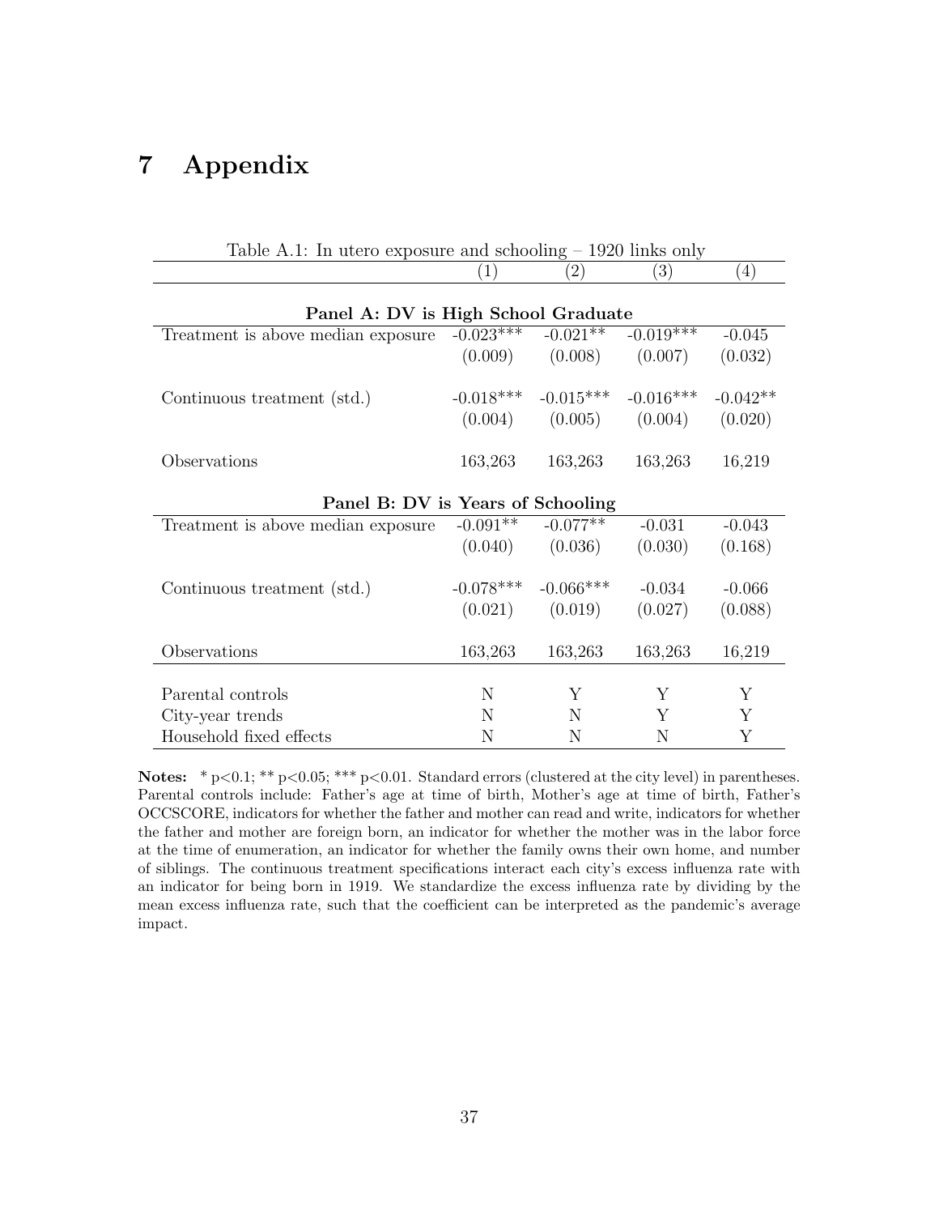# 7 Appendix

Table A.1: In utero exposure and schooling – 1920 links only

| | (1) | (2) | (3) | (4) |
|---|---|---|---|---|
| **Panel A: DV is High School Graduate** | | | | |
| Treatment is above median exposure | -0.023*** | -0.021** | -0.019*** | -0.045 |
| | (0.009) | (0.008) | (0.007) | (0.032) |
| Continuous treatment (std.) | -0.018*** | -0.015*** | -0.016*** | -0.042** |
| | (0.004) | (0.005) | (0.004) | (0.020) |
| Observations | 163,263 | 163,263 | 163,263 | 16,219 |
| **Panel B: DV is Years of Schooling** | | | | |
| Treatment is above median exposure | -0.091** | -0.077** | -0.031 | -0.043 |
| | (0.040) | (0.036) | (0.030) | (0.168) |
| Continuous treatment (std.) | -0.078*** | -0.066*** | -0.034 | -0.066 |
| | (0.021) | (0.019) | (0.027) | (0.088) |
| Observations | 163,263 | 163,263 | 163,263 | 16,219 |
| Parental controls | N | Y | Y | Y |
| City-year trends | N | N | Y | Y |
| Household fixed effects | N | N | N | Y |

**Notes:** * p<0.1; ** p<0.05; *** p<0.01. Standard errors (clustered at the city level) in parentheses. Parental controls include: Father's age at time of birth, Mother's age at time of birth, Father's OCCSCORE, indicators for whether the father and mother can read and write, indicators for whether the father and mother are foreign born, an indicator for whether the mother was in the labor force at the time of enumeration, an indicator for whether the family owns their own home, and number of siblings. The continuous treatment specifications interact each city's excess influenza rate with an indicator for being born in 1919. We standardize the excess influenza rate by dividing by the mean excess influenza rate, such that the coefficient can be interpreted as the pandemic's average impact.